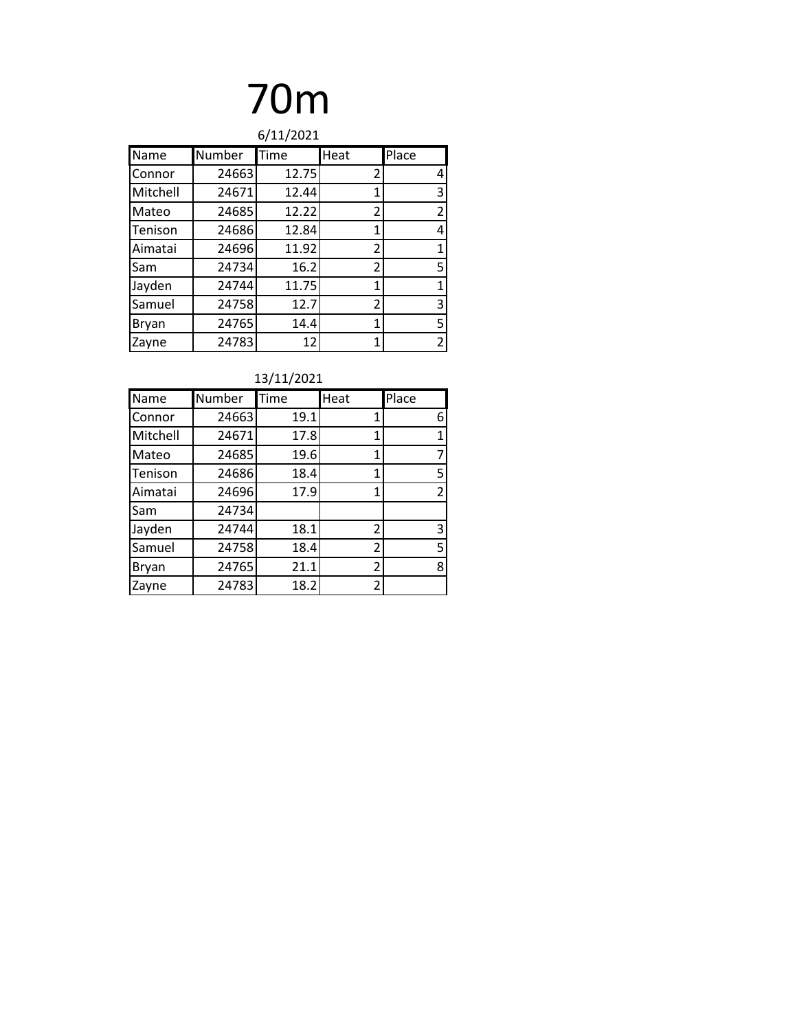# 70m

6/11/2021

| Name | Number | Time | Heat | Place |
|---|---|---|---|---|
| Connor | 24663 | 12.75 | 2 | 4 |
| Mitchell | 24671 | 12.44 | 1 | 3 |
| Mateo | 24685 | 12.22 | 2 | 2 |
| Tenison | 24686 | 12.84 | 1 | 4 |
| Aimatai | 24696 | 11.92 | 2 | 1 |
| Sam | 24734 | 16.2 | 2 | 5 |
| Jayden | 24744 | 11.75 | 1 | 1 |
| Samuel | 24758 | 12.7 | 2 | 3 |
| Bryan | 24765 | 14.4 | 1 | 5 |
| Zayne | 24783 | 12 | 1 | 2 |

13/11/2021

| Name | Number | Time | Heat | Place |
|---|---|---|---|---|
| Connor | 24663 | 19.1 | 1 | 6 |
| Mitchell | 24671 | 17.8 | 1 | 1 |
| Mateo | 24685 | 19.6 | 1 | 7 |
| Tenison | 24686 | 18.4 | 1 | 5 |
| Aimatai | 24696 | 17.9 | 1 | 2 |
| Sam | 24734 | | | |
| Jayden | 24744 | 18.1 | 2 | 3 |
| Samuel | 24758 | 18.4 | 2 | 5 |
| Bryan | 24765 | 21.1 | 2 | 8 |
| Zayne | 24783 | 18.2 | 2 | |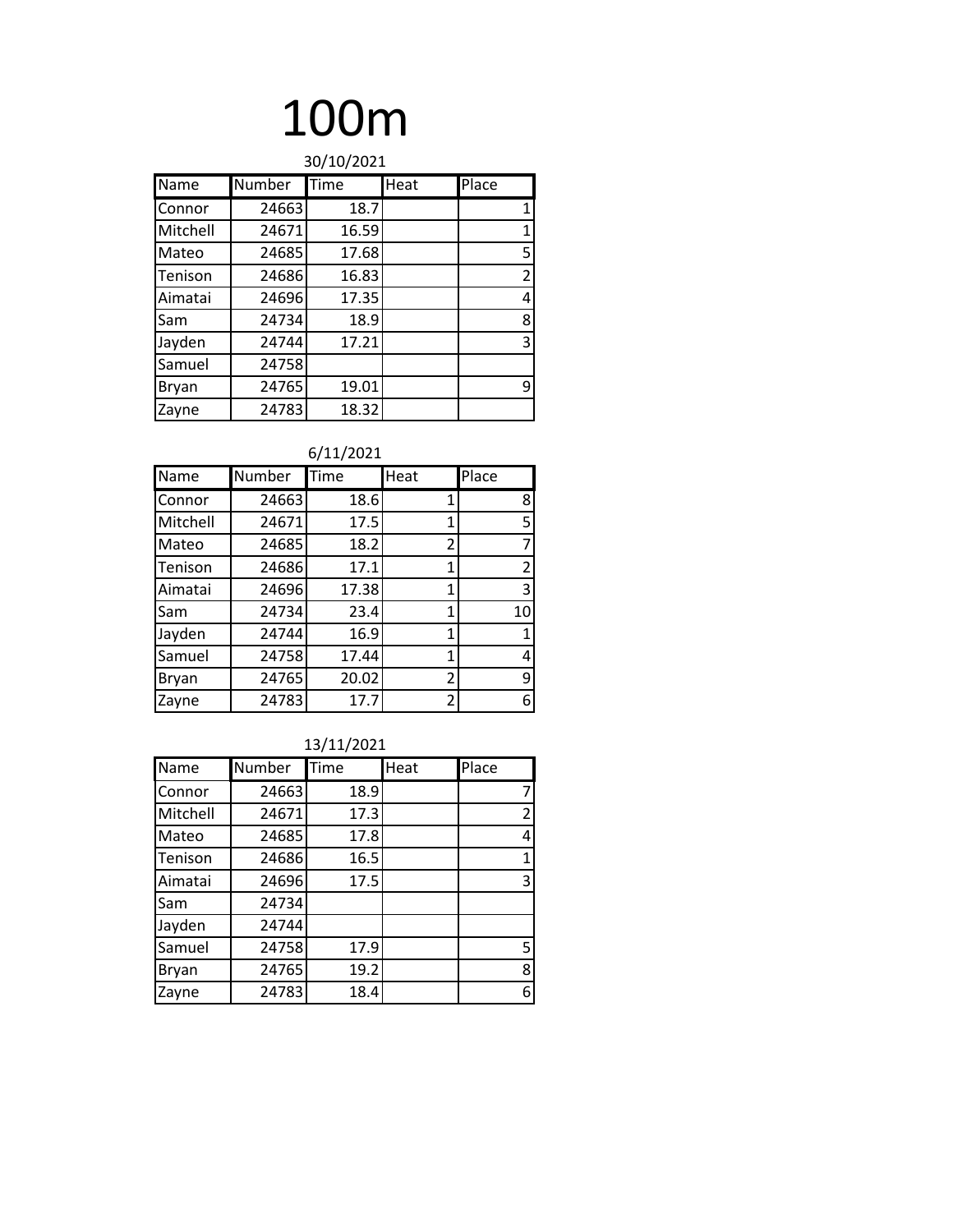# 100m

30/10/2021

| Name | Number | Time | Heat | Place |
|---|---|---|---|---|
| Connor | 24663 | 18.7 | | 1 |
| Mitchell | 24671 | 16.59 | | 1 |
| Mateo | 24685 | 17.68 | | 5 |
| Tenison | 24686 | 16.83 | | 2 |
| Aimatai | 24696 | 17.35 | | 4 |
| Sam | 24734 | 18.9 | | 8 |
| Jayden | 24744 | 17.21 | | 3 |
| Samuel | 24758 | | | |
| Bryan | 24765 | 19.01 | | 9 |
| Zayne | 24783 | 18.32 | | |

6/11/2021

| Name | Number | Time | Heat | Place |
|---|---|---|---|---|
| Connor | 24663 | 18.6 | 1 | 8 |
| Mitchell | 24671 | 17.5 | 1 | 5 |
| Mateo | 24685 | 18.2 | 2 | 7 |
| Tenison | 24686 | 17.1 | 1 | 2 |
| Aimatai | 24696 | 17.38 | 1 | 3 |
| Sam | 24734 | 23.4 | 1 | 10 |
| Jayden | 24744 | 16.9 | 1 | 1 |
| Samuel | 24758 | 17.44 | 1 | 4 |
| Bryan | 24765 | 20.02 | 2 | 9 |
| Zayne | 24783 | 17.7 | 2 | 6 |

13/11/2021

| Name | Number | Time | Heat | Place |
|---|---|---|---|---|
| Connor | 24663 | 18.9 | | 7 |
| Mitchell | 24671 | 17.3 | | 2 |
| Mateo | 24685 | 17.8 | | 4 |
| Tenison | 24686 | 16.5 | | 1 |
| Aimatai | 24696 | 17.5 | | 3 |
| Sam | 24734 | | | |
| Jayden | 24744 | | | |
| Samuel | 24758 | 17.9 | | 5 |
| Bryan | 24765 | 19.2 | | 8 |
| Zayne | 24783 | 18.4 | | 6 |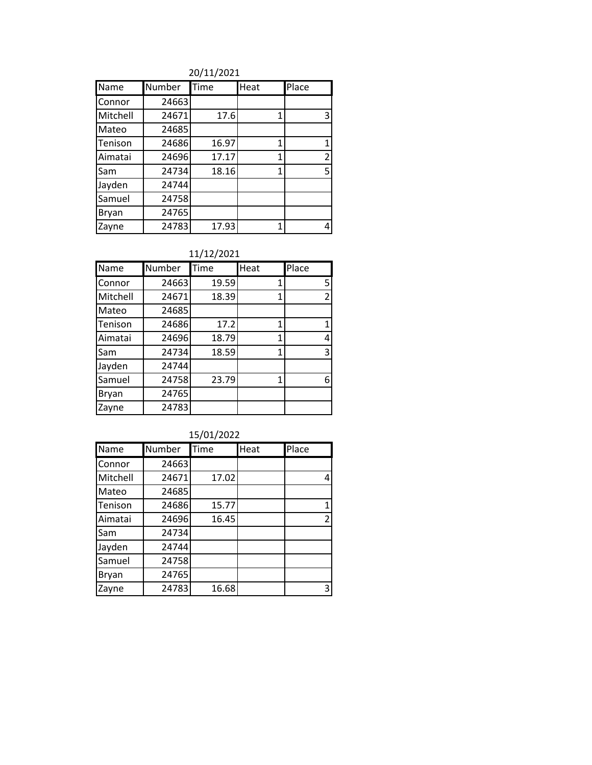20/11/2021

| Name | Number | Time | Heat | Place |
| --- | --- | --- | --- | --- |
| Connor | 24663 | | | |
| Mitchell | 24671 | 17.6 | 1 | 3 |
| Mateo | 24685 | | | |
| Tenison | 24686 | 16.97 | 1 | 1 |
| Aimatai | 24696 | 17.17 | 1 | 2 |
| Sam | 24734 | 18.16 | 1 | 5 |
| Jayden | 24744 | | | |
| Samuel | 24758 | | | |
| Bryan | 24765 | | | |
| Zayne | 24783 | 17.93 | 1 | 4 |

11/12/2021

| Name | Number | Time | Heat | Place |
| --- | --- | --- | --- | --- |
| Connor | 24663 | 19.59 | 1 | 5 |
| Mitchell | 24671 | 18.39 | 1 | 2 |
| Mateo | 24685 | | | |
| Tenison | 24686 | 17.2 | 1 | 1 |
| Aimatai | 24696 | 18.79 | 1 | 4 |
| Sam | 24734 | 18.59 | 1 | 3 |
| Jayden | 24744 | | | |
| Samuel | 24758 | 23.79 | 1 | 6 |
| Bryan | 24765 | | | |
| Zayne | 24783 | | | |

15/01/2022

| Name | Number | Time | Heat | Place |
| --- | --- | --- | --- | --- |
| Connor | 24663 | | | |
| Mitchell | 24671 | 17.02 | | 4 |
| Mateo | 24685 | | | |
| Tenison | 24686 | 15.77 | | 1 |
| Aimatai | 24696 | 16.45 | | 2 |
| Sam | 24734 | | | |
| Jayden | 24744 | | | |
| Samuel | 24758 | | | |
| Bryan | 24765 | | | |
| Zayne | 24783 | 16.68 | | 3 |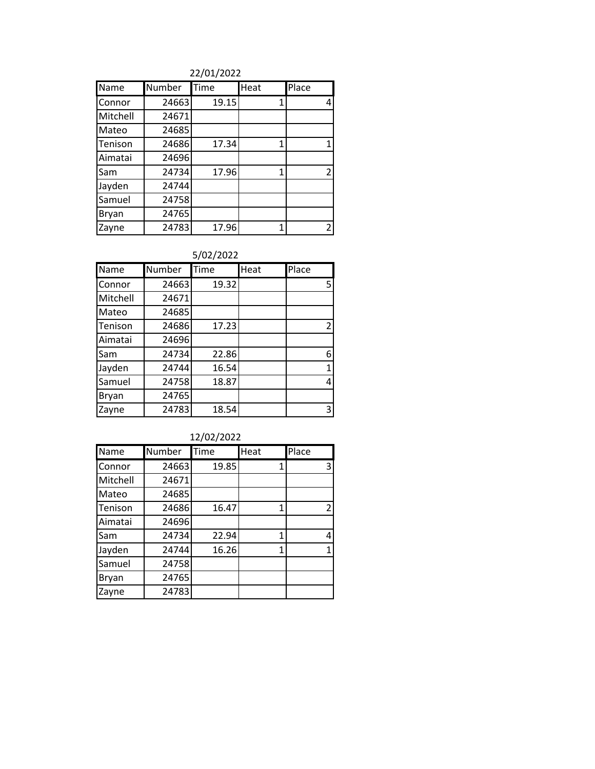22/01/2022

| Name | Number | Time | Heat | Place |
|---|---|---|---|---|
| Connor | 24663 | 19.15 | 1 | 4 |
| Mitchell | 24671 | | | |
| Mateo | 24685 | | | |
| Tenison | 24686 | 17.34 | 1 | 1 |
| Aimatai | 24696 | | | |
| Sam | 24734 | 17.96 | 1 | 2 |
| Jayden | 24744 | | | |
| Samuel | 24758 | | | |
| Bryan | 24765 | | | |
| Zayne | 24783 | 17.96 | 1 | 2 |

5/02/2022

| Name | Number | Time | Heat | Place |
|---|---|---|---|---|
| Connor | 24663 | 19.32 | | 5 |
| Mitchell | 24671 | | | |
| Mateo | 24685 | | | |
| Tenison | 24686 | 17.23 | | 2 |
| Aimatai | 24696 | | | |
| Sam | 24734 | 22.86 | | 6 |
| Jayden | 24744 | 16.54 | | 1 |
| Samuel | 24758 | 18.87 | | 4 |
| Bryan | 24765 | | | |
| Zayne | 24783 | 18.54 | | 3 |

12/02/2022

| Name | Number | Time | Heat | Place |
|---|---|---|---|---|
| Connor | 24663 | 19.85 | 1 | 3 |
| Mitchell | 24671 | | | |
| Mateo | 24685 | | | |
| Tenison | 24686 | 16.47 | 1 | 2 |
| Aimatai | 24696 | | | |
| Sam | 24734 | 22.94 | 1 | 4 |
| Jayden | 24744 | 16.26 | 1 | 1 |
| Samuel | 24758 | | | |
| Bryan | 24765 | | | |
| Zayne | 24783 | | | |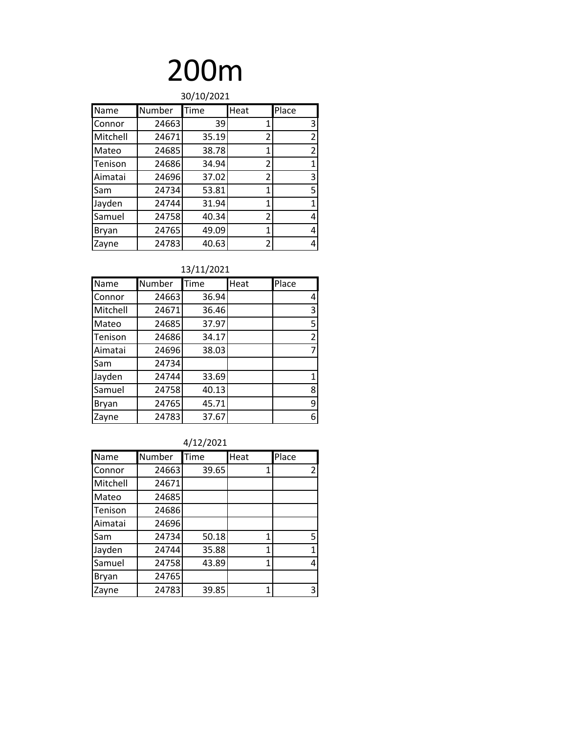# 200m

30/10/2021

| Name | Number | Time | Heat | Place |
|---|---|---|---|---|
| Connor | 24663 | 39 | 1 | 3 |
| Mitchell | 24671 | 35.19 | 2 | 2 |
| Mateo | 24685 | 38.78 | 1 | 2 |
| Tenison | 24686 | 34.94 | 2 | 1 |
| Aimatai | 24696 | 37.02 | 2 | 3 |
| Sam | 24734 | 53.81 | 1 | 5 |
| Jayden | 24744 | 31.94 | 1 | 1 |
| Samuel | 24758 | 40.34 | 2 | 4 |
| Bryan | 24765 | 49.09 | 1 | 4 |
| Zayne | 24783 | 40.63 | 2 | 4 |

13/11/2021

| Name | Number | Time | Heat | Place |
|---|---|---|---|---|
| Connor | 24663 | 36.94 | | 4 |
| Mitchell | 24671 | 36.46 | | 3 |
| Mateo | 24685 | 37.97 | | 5 |
| Tenison | 24686 | 34.17 | | 2 |
| Aimatai | 24696 | 38.03 | | 7 |
| Sam | 24734 | | | |
| Jayden | 24744 | 33.69 | | 1 |
| Samuel | 24758 | 40.13 | | 8 |
| Bryan | 24765 | 45.71 | | 9 |
| Zayne | 24783 | 37.67 | | 6 |

4/12/2021

| Name | Number | Time | Heat | Place |
|---|---|---|---|---|
| Connor | 24663 | 39.65 | 1 | 2 |
| Mitchell | 24671 | | | |
| Mateo | 24685 | | | |
| Tenison | 24686 | | | |
| Aimatai | 24696 | | | |
| Sam | 24734 | 50.18 | 1 | 5 |
| Jayden | 24744 | 35.88 | 1 | 1 |
| Samuel | 24758 | 43.89 | 1 | 4 |
| Bryan | 24765 | | | |
| Zayne | 24783 | 39.85 | 1 | 3 |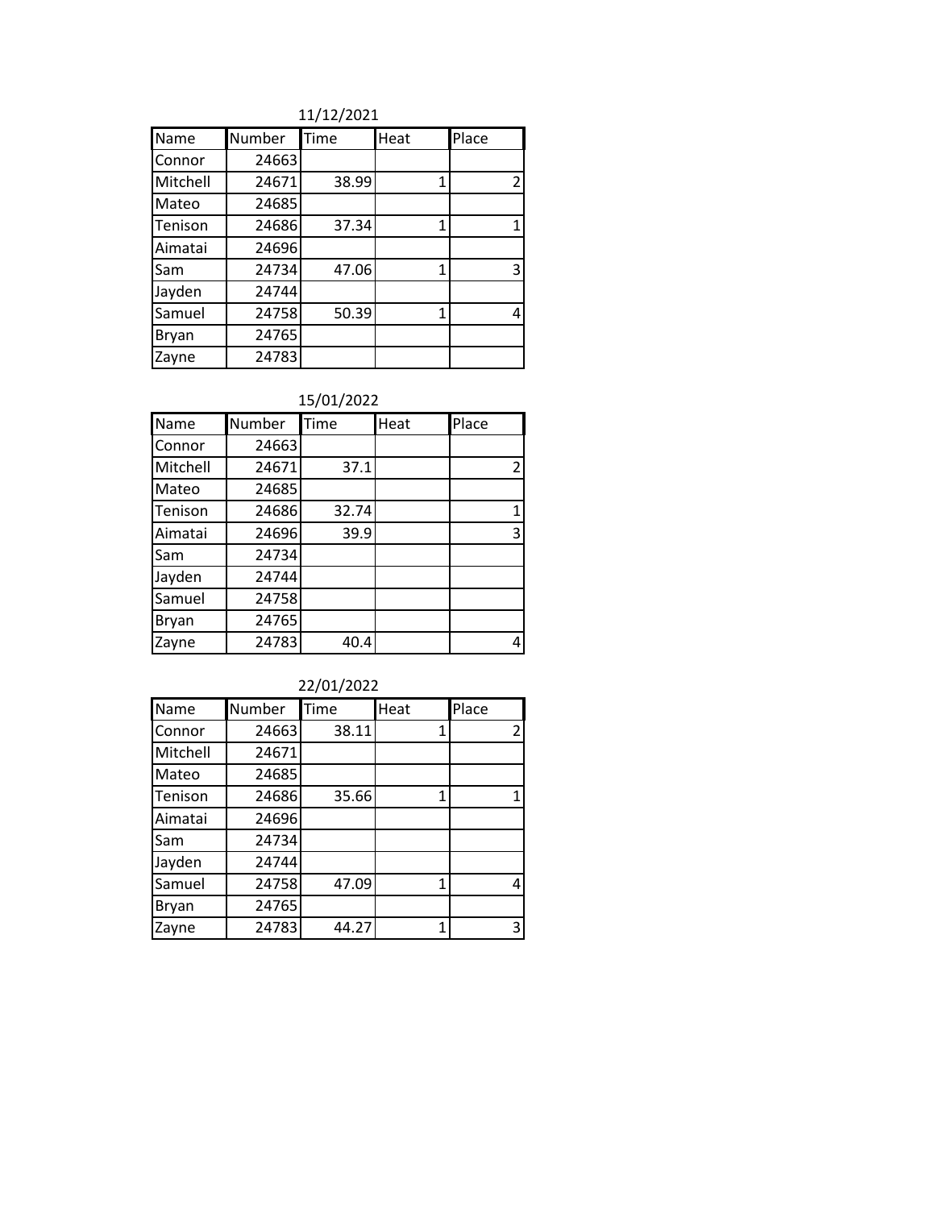11/12/2021

| Name | Number | Time | Heat | Place |
|---|---|---|---|---|
| Connor | 24663 | | | |
| Mitchell | 24671 | 38.99 | 1 | 2 |
| Mateo | 24685 | | | |
| Tenison | 24686 | 37.34 | 1 | 1 |
| Aimatai | 24696 | | | |
| Sam | 24734 | 47.06 | 1 | 3 |
| Jayden | 24744 | | | |
| Samuel | 24758 | 50.39 | 1 | 4 |
| Bryan | 24765 | | | |
| Zayne | 24783 | | | |

15/01/2022

| Name | Number | Time | Heat | Place |
|---|---|---|---|---|
| Connor | 24663 | | | |
| Mitchell | 24671 | 37.1 | | 2 |
| Mateo | 24685 | | | |
| Tenison | 24686 | 32.74 | | 1 |
| Aimatai | 24696 | 39.9 | | 3 |
| Sam | 24734 | | | |
| Jayden | 24744 | | | |
| Samuel | 24758 | | | |
| Bryan | 24765 | | | |
| Zayne | 24783 | 40.4 | | 4 |

22/01/2022

| Name | Number | Time | Heat | Place |
|---|---|---|---|---|
| Connor | 24663 | 38.11 | 1 | 2 |
| Mitchell | 24671 | | | |
| Mateo | 24685 | | | |
| Tenison | 24686 | 35.66 | 1 | 1 |
| Aimatai | 24696 | | | |
| Sam | 24734 | | | |
| Jayden | 24744 | | | |
| Samuel | 24758 | 47.09 | 1 | 4 |
| Bryan | 24765 | | | |
| Zayne | 24783 | 44.27 | 1 | 3 |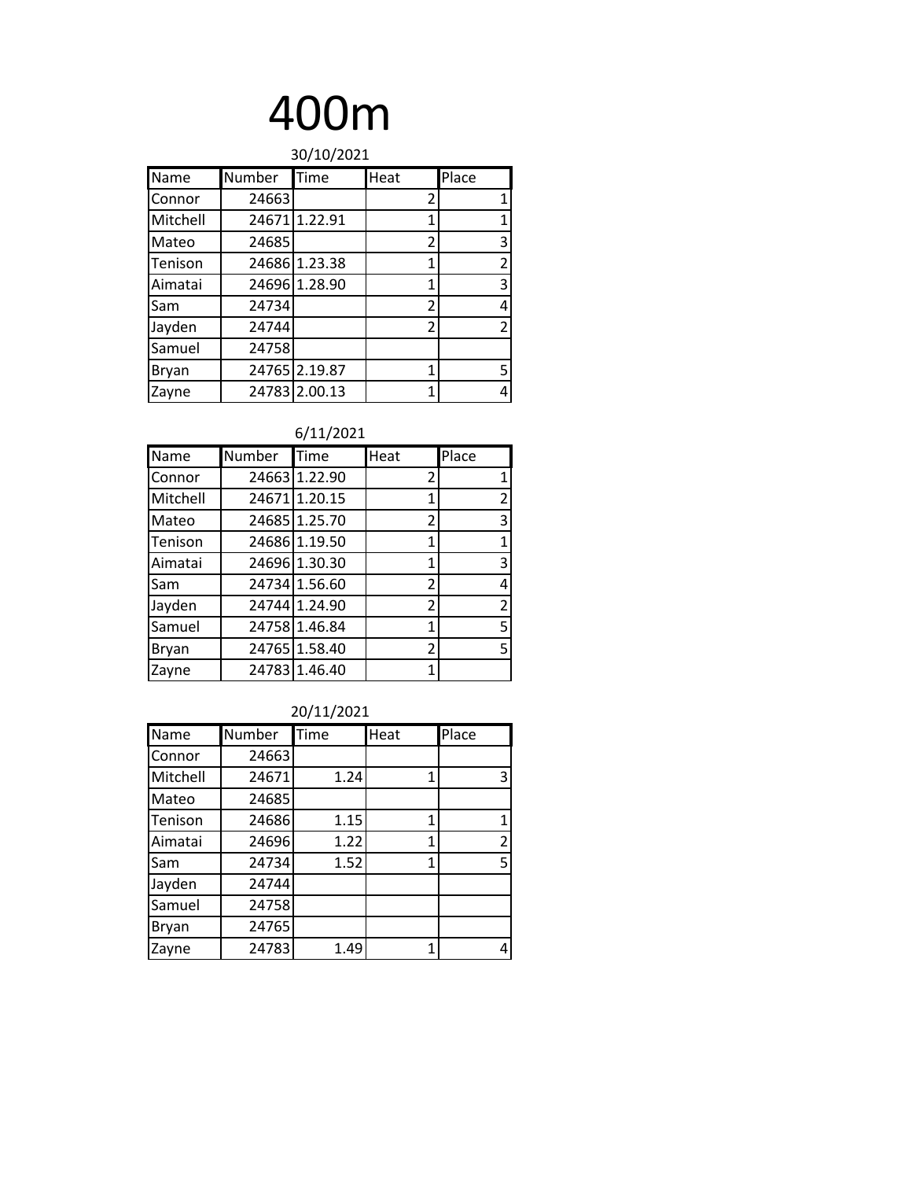# 400m

30/10/2021

| Name | Number | Time | Heat | Place |
|---|---|---|---|---|
| Connor | 24663 | | 2 | 1 |
| Mitchell | 24671 | 1.22.91 | 1 | 1 |
| Mateo | 24685 | | 2 | 3 |
| Tenison | 24686 | 1.23.38 | 1 | 2 |
| Aimatai | 24696 | 1.28.90 | 1 | 3 |
| Sam | 24734 | | 2 | 4 |
| Jayden | 24744 | | 2 | 2 |
| Samuel | 24758 | | | |
| Bryan | 24765 | 2.19.87 | 1 | 5 |
| Zayne | 24783 | 2.00.13 | 1 | 4 |

6/11/2021

| Name | Number | Time | Heat | Place |
|---|---|---|---|---|
| Connor | 24663 | 1.22.90 | 2 | 1 |
| Mitchell | 24671 | 1.20.15 | 1 | 2 |
| Mateo | 24685 | 1.25.70 | 2 | 3 |
| Tenison | 24686 | 1.19.50 | 1 | 1 |
| Aimatai | 24696 | 1.30.30 | 1 | 3 |
| Sam | 24734 | 1.56.60 | 2 | 4 |
| Jayden | 24744 | 1.24.90 | 2 | 2 |
| Samuel | 24758 | 1.46.84 | 1 | 5 |
| Bryan | 24765 | 1.58.40 | 2 | 5 |
| Zayne | 24783 | 1.46.40 | 1 | |

20/11/2021

| Name | Number | Time | Heat | Place |
|---|---|---|---|---|
| Connor | 24663 | | | |
| Mitchell | 24671 | 1.24 | 1 | 3 |
| Mateo | 24685 | | | |
| Tenison | 24686 | 1.15 | 1 | 1 |
| Aimatai | 24696 | 1.22 | 1 | 2 |
| Sam | 24734 | 1.52 | 1 | 5 |
| Jayden | 24744 | | | |
| Samuel | 24758 | | | |
| Bryan | 24765 | | | |
| Zayne | 24783 | 1.49 | 1 | 4 |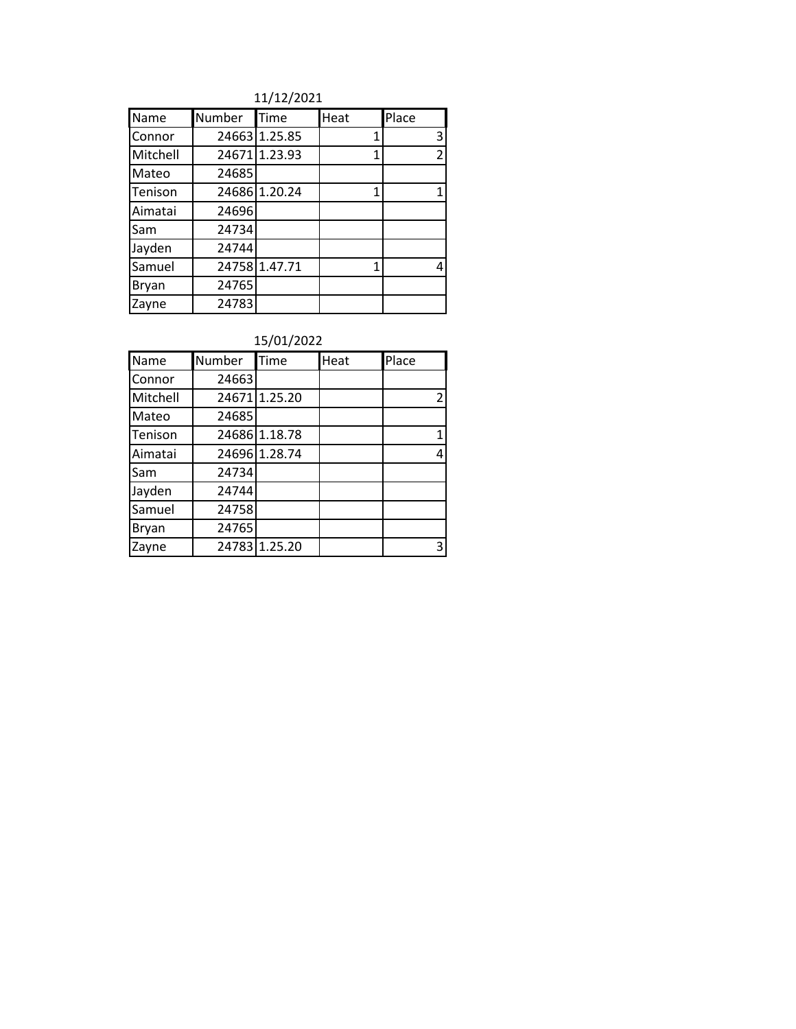11/12/2021

| Name | Number | Time | Heat | Place |
|---|---|---|---|---|
| Connor | 24663 | 1.25.85 | 1 | 3 |
| Mitchell | 24671 | 1.23.93 | 1 | 2 |
| Mateo | 24685 | | | |
| Tenison | 24686 | 1.20.24 | 1 | 1 |
| Aimatai | 24696 | | | |
| Sam | 24734 | | | |
| Jayden | 24744 | | | |
| Samuel | 24758 | 1.47.71 | 1 | 4 |
| Bryan | 24765 | | | |
| Zayne | 24783 | | | |

15/01/2022

| Name | Number | Time | Heat | Place |
|---|---|---|---|---|
| Connor | 24663 | | | |
| Mitchell | 24671 | 1.25.20 | | 2 |
| Mateo | 24685 | | | |
| Tenison | 24686 | 1.18.78 | | 1 |
| Aimatai | 24696 | 1.28.74 | | 4 |
| Sam | 24734 | | | |
| Jayden | 24744 | | | |
| Samuel | 24758 | | | |
| Bryan | 24765 | | | |
| Zayne | 24783 | 1.25.20 | | 3 |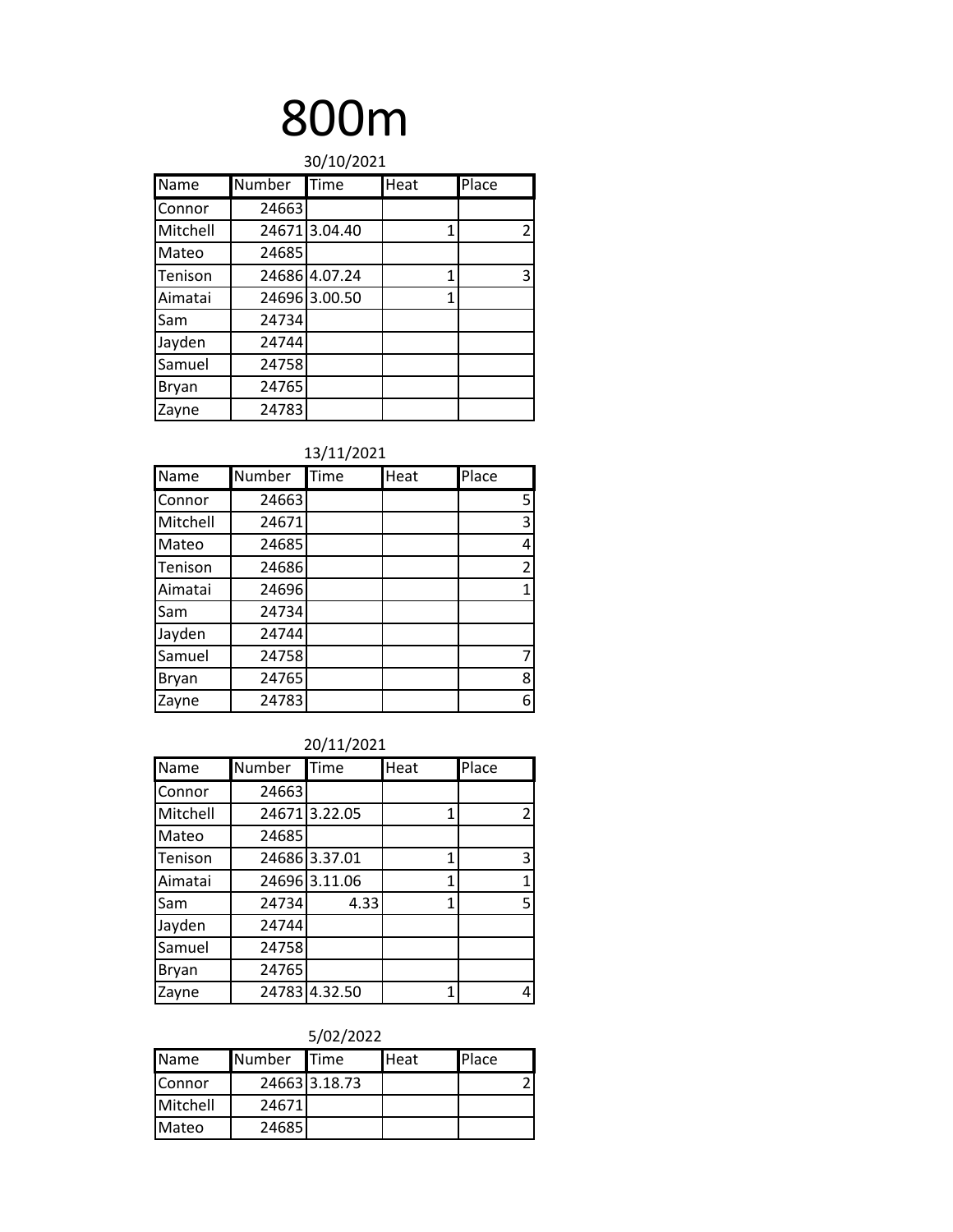# 800m

30/10/2021

| Name | Number | Time | Heat | Place |
|---|---|---|---|---|
| Connor | 24663 | | | |
| Mitchell | 24671 | 3.04.40 | 1 | 2 |
| Mateo | 24685 | | | |
| Tenison | 24686 | 4.07.24 | 1 | 3 |
| Aimatai | 24696 | 3.00.50 | 1 | |
| Sam | 24734 | | | |
| Jayden | 24744 | | | |
| Samuel | 24758 | | | |
| Bryan | 24765 | | | |
| Zayne | 24783 | | | |

13/11/2021

| Name | Number | Time | Heat | Place |
|---|---|---|---|---|
| Connor | 24663 | | | 5 |
| Mitchell | 24671 | | | 3 |
| Mateo | 24685 | | | 4 |
| Tenison | 24686 | | | 2 |
| Aimatai | 24696 | | | 1 |
| Sam | 24734 | | | |
| Jayden | 24744 | | | |
| Samuel | 24758 | | | 7 |
| Bryan | 24765 | | | 8 |
| Zayne | 24783 | | | 6 |

20/11/2021

| Name | Number | Time | Heat | Place |
|---|---|---|---|---|
| Connor | 24663 | | | |
| Mitchell | 24671 | 3.22.05 | 1 | 2 |
| Mateo | 24685 | | | |
| Tenison | 24686 | 3.37.01 | 1 | 3 |
| Aimatai | 24696 | 3.11.06 | 1 | 1 |
| Sam | 24734 | 4.33 | 1 | 5 |
| Jayden | 24744 | | | |
| Samuel | 24758 | | | |
| Bryan | 24765 | | | |
| Zayne | 24783 | 4.32.50 | 1 | 4 |

5/02/2022

| Name | Number | Time | Heat | Place |
|---|---|---|---|---|
| Connor | 24663 | 3.18.73 | | 2 |
| Mitchell | 24671 | | | |
| Mateo | 24685 | | | |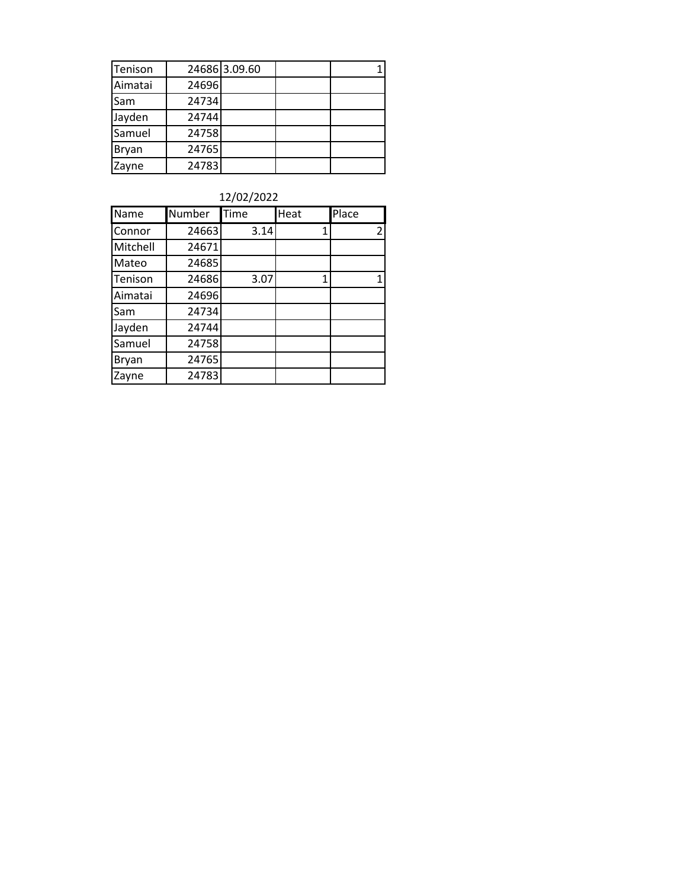| | | | | |
|---|---|---|---|---|
| Tenison | 24686 | 3.09.60 | | 1 |
| Aimatai | 24696 | | | |
| Sam | 24734 | | | |
| Jayden | 24744 | | | |
| Samuel | 24758 | | | |
| Bryan | 24765 | | | |
| Zayne | 24783 | | | |

12/02/2022

| Name | Number | Time | Heat | Place |
|---|---|---|---|---|
| Connor | 24663 | 3.14 | 1 | 2 |
| Mitchell | 24671 | | | |
| Mateo | 24685 | | | |
| Tenison | 24686 | 3.07 | 1 | 1 |
| Aimatai | 24696 | | | |
| Sam | 24734 | | | |
| Jayden | 24744 | | | |
| Samuel | 24758 | | | |
| Bryan | 24765 | | | |
| Zayne | 24783 | | | |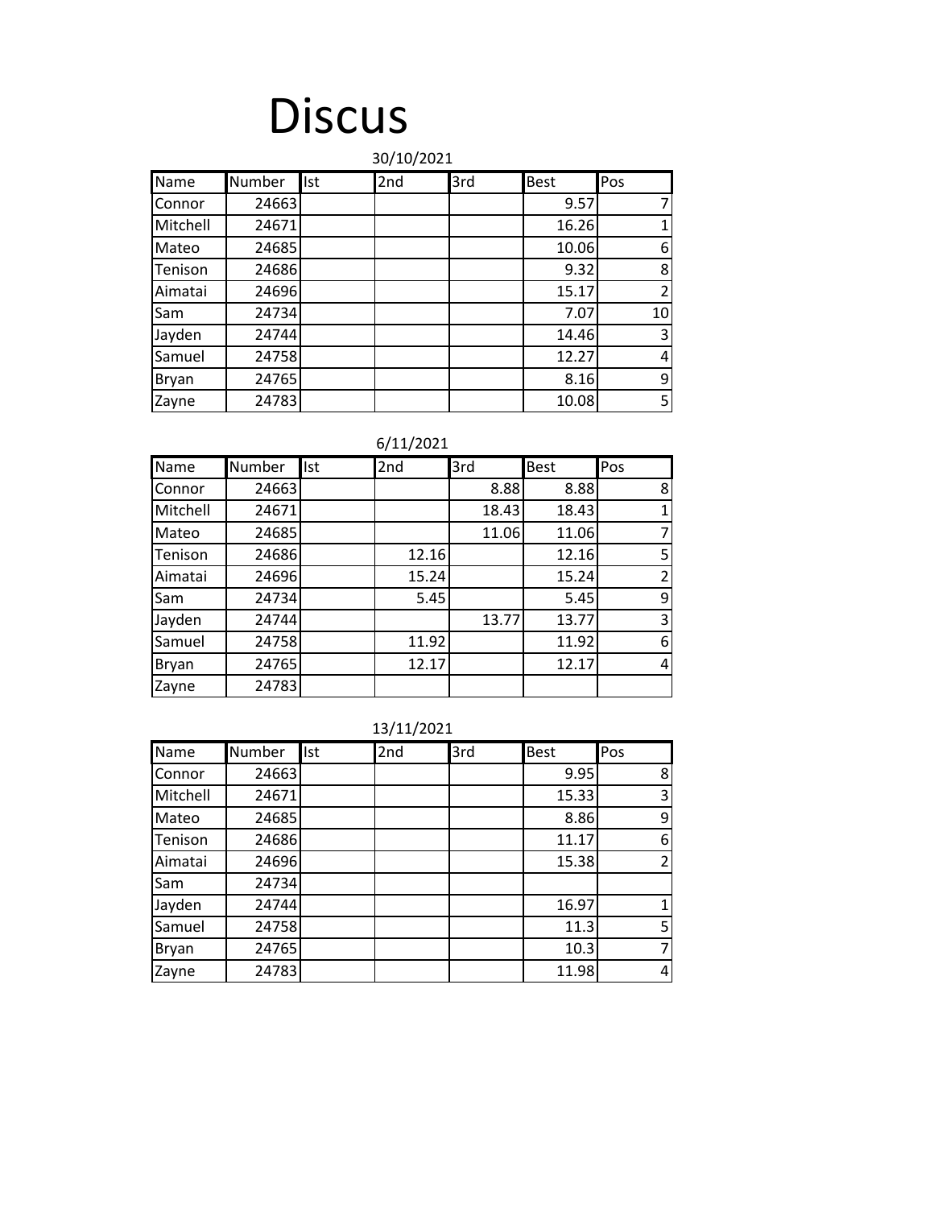# Discus

30/10/2021

| Name | Number | Ist | 2nd | 3rd | Best | Pos |
|---|---|---|---|---|---|---|
| Connor | 24663 | | | | 9.57 | 7 |
| Mitchell | 24671 | | | | 16.26 | 1 |
| Mateo | 24685 | | | | 10.06 | 6 |
| Tenison | 24686 | | | | 9.32 | 8 |
| Aimatai | 24696 | | | | 15.17 | 2 |
| Sam | 24734 | | | | 7.07 | 10 |
| Jayden | 24744 | | | | 14.46 | 3 |
| Samuel | 24758 | | | | 12.27 | 4 |
| Bryan | 24765 | | | | 8.16 | 9 |
| Zayne | 24783 | | | | 10.08 | 5 |

6/11/2021

| Name | Number | Ist | 2nd | 3rd | Best | Pos |
|---|---|---|---|---|---|---|
| Connor | 24663 | | | 8.88 | 8.88 | 8 |
| Mitchell | 24671 | | | 18.43 | 18.43 | 1 |
| Mateo | 24685 | | | 11.06 | 11.06 | 7 |
| Tenison | 24686 | | 12.16 | | 12.16 | 5 |
| Aimatai | 24696 | | 15.24 | | 15.24 | 2 |
| Sam | 24734 | | 5.45 | | 5.45 | 9 |
| Jayden | 24744 | | | 13.77 | 13.77 | 3 |
| Samuel | 24758 | | 11.92 | | 11.92 | 6 |
| Bryan | 24765 | | 12.17 | | 12.17 | 4 |
| Zayne | 24783 | | | | | |

13/11/2021

| Name | Number | Ist | 2nd | 3rd | Best | Pos |
|---|---|---|---|---|---|---|
| Connor | 24663 | | | | 9.95 | 8 |
| Mitchell | 24671 | | | | 15.33 | 3 |
| Mateo | 24685 | | | | 8.86 | 9 |
| Tenison | 24686 | | | | 11.17 | 6 |
| Aimatai | 24696 | | | | 15.38 | 2 |
| Sam | 24734 | | | | | |
| Jayden | 24744 | | | | 16.97 | 1 |
| Samuel | 24758 | | | | 11.3 | 5 |
| Bryan | 24765 | | | | 10.3 | 7 |
| Zayne | 24783 | | | | 11.98 | 4 |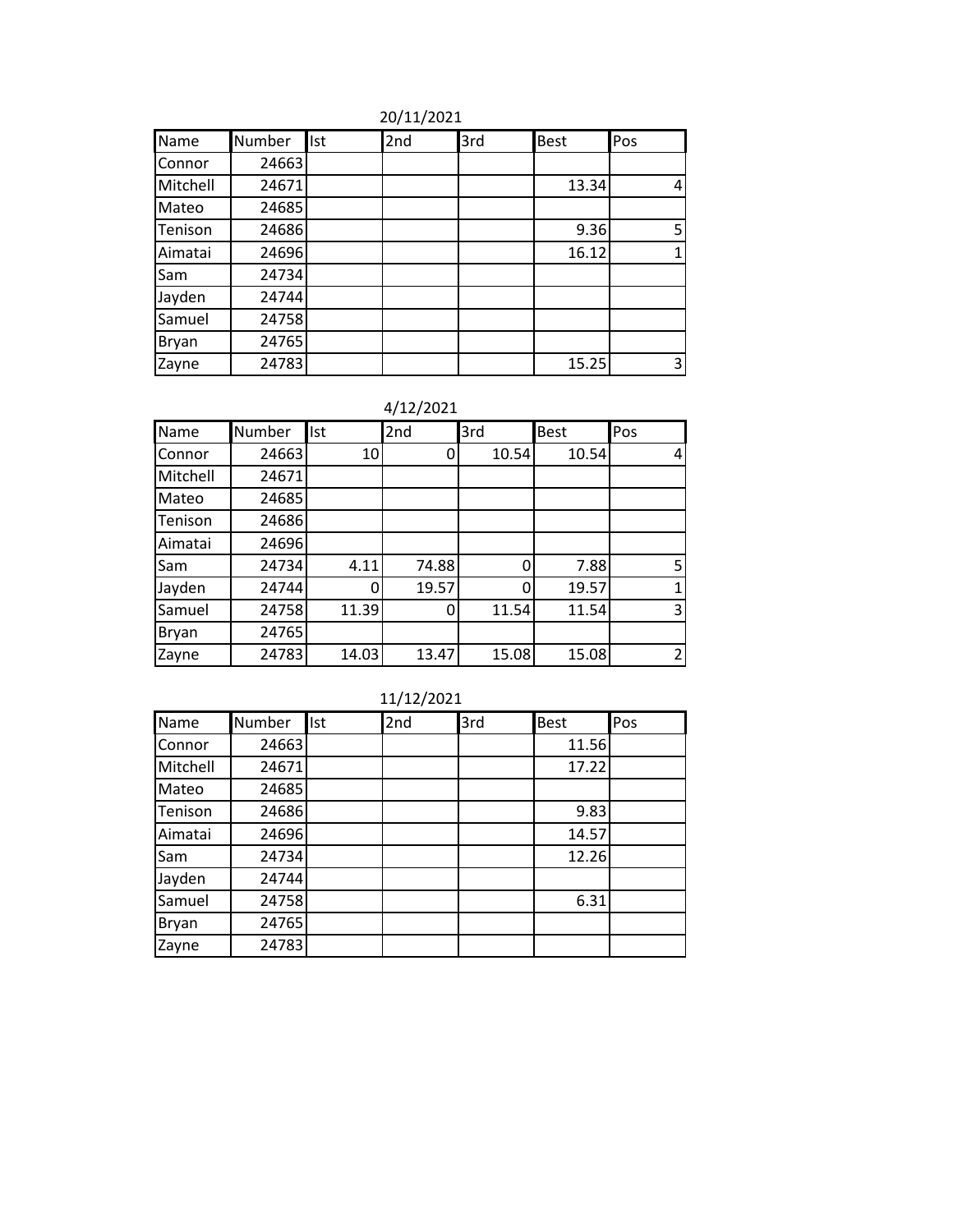20/11/2021

| Name | Number | Ist | 2nd | 3rd | Best | Pos |
|---|---|---|---|---|---|---|
| Connor | 24663 | | | | | |
| Mitchell | 24671 | | | | 13.34 | 4 |
| Mateo | 24685 | | | | | |
| Tenison | 24686 | | | | 9.36 | 5 |
| Aimatai | 24696 | | | | 16.12 | 1 |
| Sam | 24734 | | | | | |
| Jayden | 24744 | | | | | |
| Samuel | 24758 | | | | | |
| Bryan | 24765 | | | | | |
| Zayne | 24783 | | | | 15.25 | 3 |

4/12/2021

| Name | Number | Ist | 2nd | 3rd | Best | Pos |
|---|---|---|---|---|---|---|
| Connor | 24663 | 10 | 0 | 10.54 | 10.54 | 4 |
| Mitchell | 24671 | | | | | |
| Mateo | 24685 | | | | | |
| Tenison | 24686 | | | | | |
| Aimatai | 24696 | | | | | |
| Sam | 24734 | 4.11 | 74.88 | 0 | 7.88 | 5 |
| Jayden | 24744 | 0 | 19.57 | 0 | 19.57 | 1 |
| Samuel | 24758 | 11.39 | 0 | 11.54 | 11.54 | 3 |
| Bryan | 24765 | | | | | |
| Zayne | 24783 | 14.03 | 13.47 | 15.08 | 15.08 | 2 |

11/12/2021

| Name | Number | Ist | 2nd | 3rd | Best | Pos |
|---|---|---|---|---|---|---|
| Connor | 24663 | | | | 11.56 | |
| Mitchell | 24671 | | | | 17.22 | |
| Mateo | 24685 | | | | | |
| Tenison | 24686 | | | | 9.83 | |
| Aimatai | 24696 | | | | 14.57 | |
| Sam | 24734 | | | | 12.26 | |
| Jayden | 24744 | | | | | |
| Samuel | 24758 | | | | 6.31 | |
| Bryan | 24765 | | | | | |
| Zayne | 24783 | | | | | |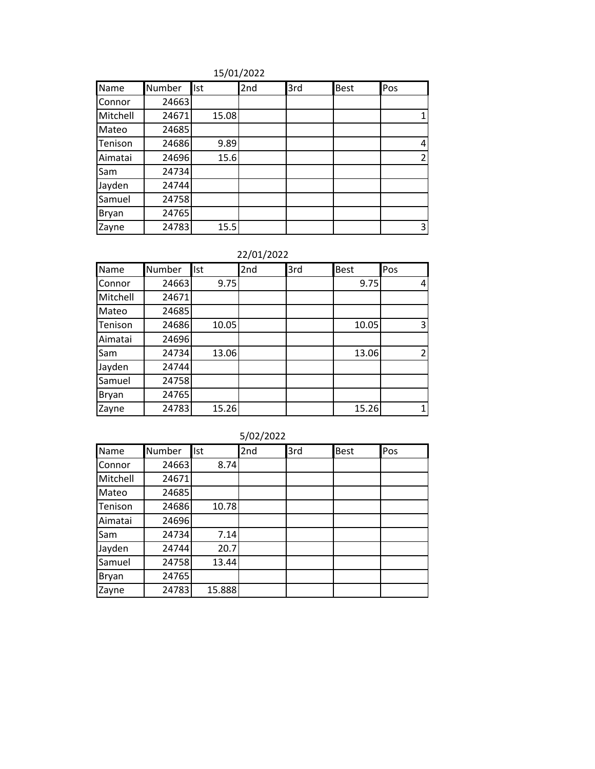15/01/2022

| Name | Number | Ist | 2nd | 3rd | Best | Pos |
|---|---|---|---|---|---|---|
| Connor | 24663 | | | | | |
| Mitchell | 24671 | 15.08 | | | | 1 |
| Mateo | 24685 | | | | | |
| Tenison | 24686 | 9.89 | | | | 4 |
| Aimatai | 24696 | 15.6 | | | | 2 |
| Sam | 24734 | | | | | |
| Jayden | 24744 | | | | | |
| Samuel | 24758 | | | | | |
| Bryan | 24765 | | | | | |
| Zayne | 24783 | 15.5 | | | | 3 |

22/01/2022

| Name | Number | Ist | 2nd | 3rd | Best | Pos |
|---|---|---|---|---|---|---|
| Connor | 24663 | 9.75 | | | 9.75 | 4 |
| Mitchell | 24671 | | | | | |
| Mateo | 24685 | | | | | |
| Tenison | 24686 | 10.05 | | | 10.05 | 3 |
| Aimatai | 24696 | | | | | |
| Sam | 24734 | 13.06 | | | 13.06 | 2 |
| Jayden | 24744 | | | | | |
| Samuel | 24758 | | | | | |
| Bryan | 24765 | | | | | |
| Zayne | 24783 | 15.26 | | | 15.26 | 1 |

5/02/2022

| Name | Number | Ist | 2nd | 3rd | Best | Pos |
|---|---|---|---|---|---|---|
| Connor | 24663 | 8.74 | | | | |
| Mitchell | 24671 | | | | | |
| Mateo | 24685 | | | | | |
| Tenison | 24686 | 10.78 | | | | |
| Aimatai | 24696 | | | | | |
| Sam | 24734 | 7.14 | | | | |
| Jayden | 24744 | 20.7 | | | | |
| Samuel | 24758 | 13.44 | | | | |
| Bryan | 24765 | | | | | |
| Zayne | 24783 | 15.888 | | | | |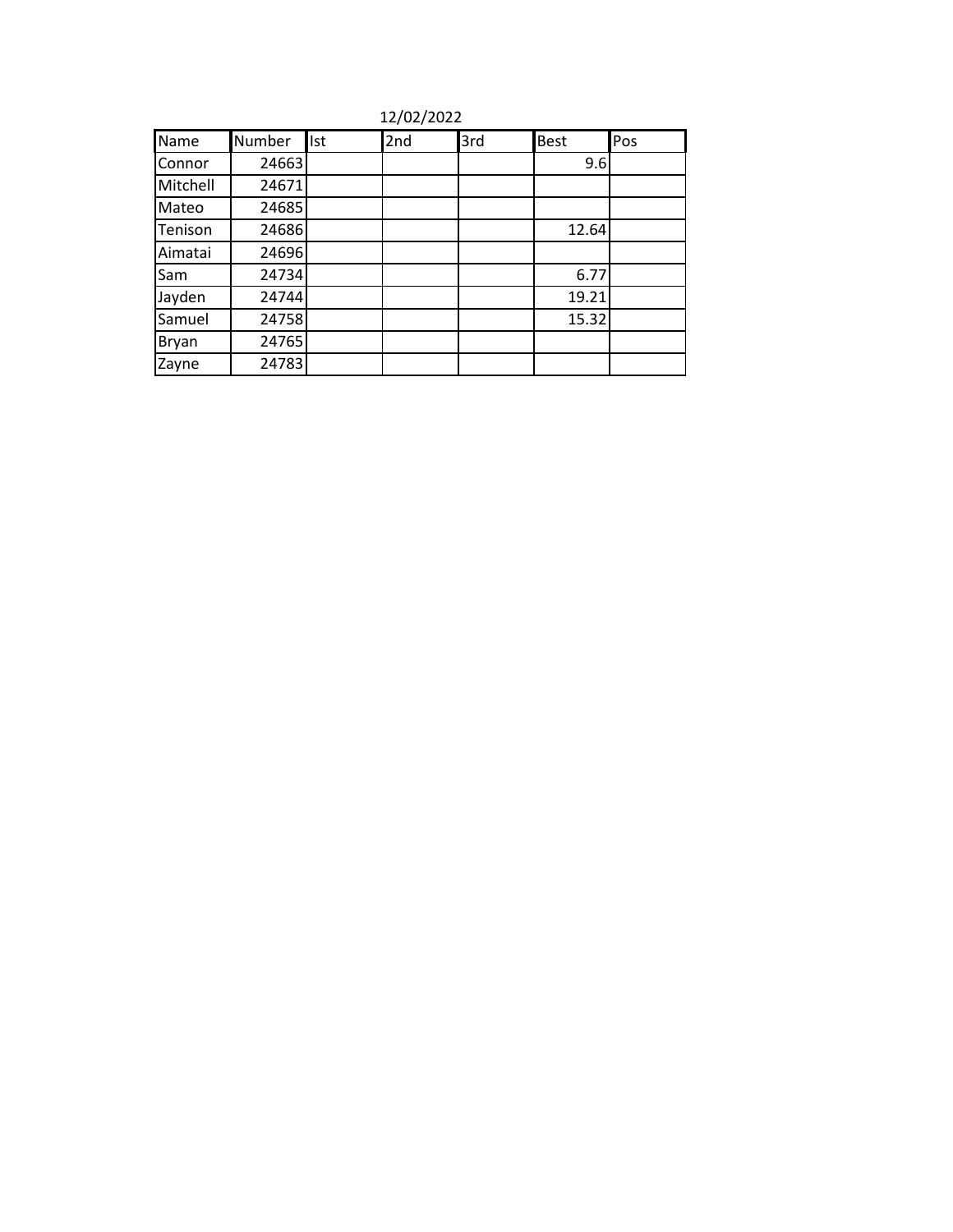12/02/2022

| Name | Number | Ist | 2nd | 3rd | Best | Pos |
|---|---|---|---|---|---|---|
| Connor | 24663 | | | | 9.6 | |
| Mitchell | 24671 | | | | | |
| Mateo | 24685 | | | | | |
| Tenison | 24686 | | | | 12.64 | |
| Aimatai | 24696 | | | | | |
| Sam | 24734 | | | | 6.77 | |
| Jayden | 24744 | | | | 19.21 | |
| Samuel | 24758 | | | | 15.32 | |
| Bryan | 24765 | | | | | |
| Zayne | 24783 | | | | | |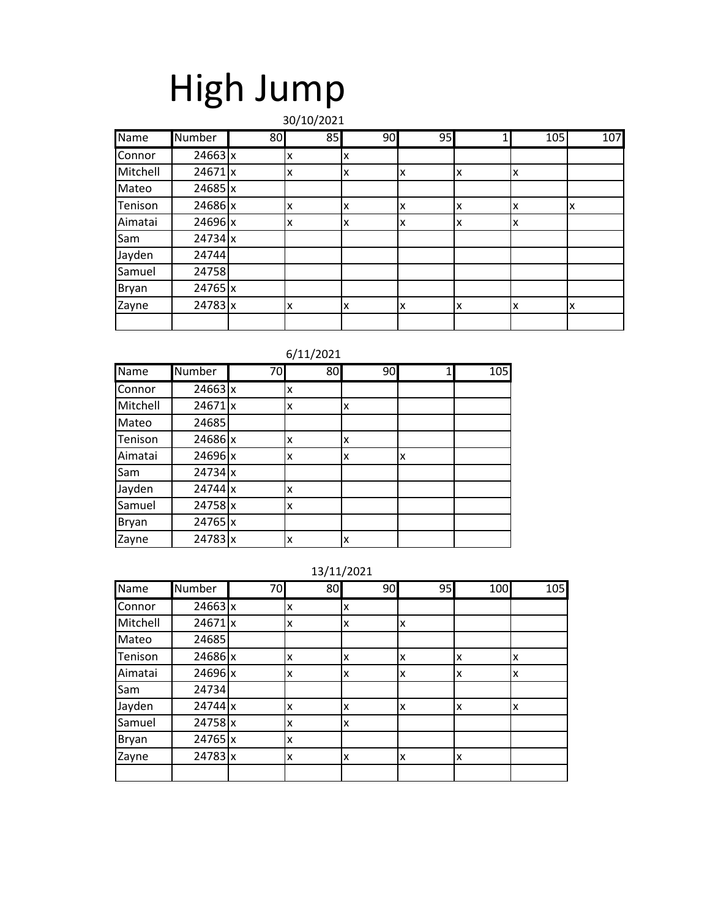# High Jump

30/10/2021

| Name | Number | 80 | 85 | 90 | 95 | 1 | 105 | 107 |
|---|---|---|---|---|---|---|---|---|
| Connor | 24663 | x | x | x | | | | |
| Mitchell | 24671 | x | x | x | x | x | x | |
| Mateo | 24685 | x | | | | | | |
| Tenison | 24686 | x | x | x | x | x | x | x |
| Aimatai | 24696 | x | x | x | x | x | x | |
| Sam | 24734 | x | | | | | | |
| Jayden | 24744 | | | | | | | |
| Samuel | 24758 | | | | | | | |
| Bryan | 24765 | x | | | | | | |
| Zayne | 24783 | x | x | x | x | x | x | x |
| | | | | | | | | |

6/11/2021

| Name | Number | 70 | 80 | 90 | 1 | 105 |
|---|---|---|---|---|---|---|
| Connor | 24663 | x | x | | | |
| Mitchell | 24671 | x | x | x | | |
| Mateo | 24685 | | | | | |
| Tenison | 24686 | x | x | x | | |
| Aimatai | 24696 | x | x | x | x | |
| Sam | 24734 | x | | | | |
| Jayden | 24744 | x | x | | | |
| Samuel | 24758 | x | x | | | |
| Bryan | 24765 | x | | | | |
| Zayne | 24783 | x | x | x | | |

13/11/2021

| Name | Number | 70 | 80 | 90 | 95 | 100 | 105 |
|---|---|---|---|---|---|---|---|
| Connor | 24663 | x | x | x | | | |
| Mitchell | 24671 | x | x | x | x | | |
| Mateo | 24685 | | | | | | |
| Tenison | 24686 | x | x | x | x | x | x |
| Aimatai | 24696 | x | x | x | x | x | x |
| Sam | 24734 | | | | | | |
| Jayden | 24744 | x | x | x | x | x | x |
| Samuel | 24758 | x | x | x | | | |
| Bryan | 24765 | x | x | | | | |
| Zayne | 24783 | x | x | x | x | x | |
| | | | | | | | |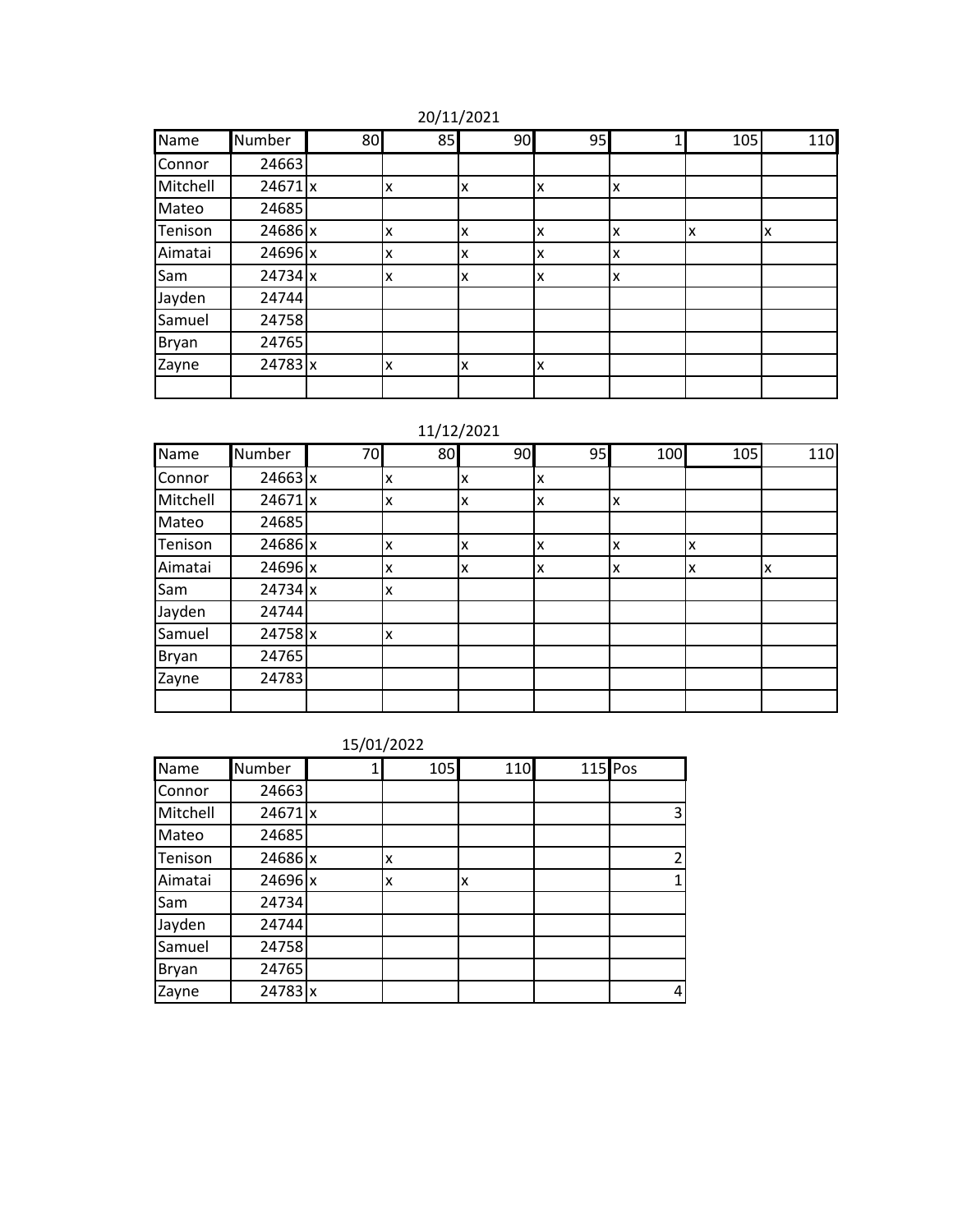20/11/2021

| Name | Number | 80 | 85 | 90 | 95 | 1 | 105 | 110 |
|---|---|---|---|---|---|---|---|---|
| Connor | 24663 | | | | | | | |
| Mitchell | 24671 | x | x | x | x | x | | |
| Mateo | 24685 | | | | | | | |
| Tenison | 24686 | x | x | x | x | x | x | x |
| Aimatai | 24696 | x | x | x | x | x | | |
| Sam | 24734 | x | x | x | x | x | | |
| Jayden | 24744 | | | | | | | |
| Samuel | 24758 | | | | | | | |
| Bryan | 24765 | | | | | | | |
| Zayne | 24783 | x | x | x | x | | | |
| | | | | | | | | |

11/12/2021

| Name | Number | 70 | 80 | 90 | 95 | 100 | 105 | 110 |
|---|---|---|---|---|---|---|---|---|
| Connor | 24663 | x | x | x | x | | | |
| Mitchell | 24671 | x | x | x | x | x | | |
| Mateo | 24685 | | | | | | | |
| Tenison | 24686 | x | x | x | x | x | x | |
| Aimatai | 24696 | x | x | x | x | x | x | x |
| Sam | 24734 | x | x | | | | | |
| Jayden | 24744 | | | | | | | |
| Samuel | 24758 | x | x | | | | | |
| Bryan | 24765 | | | | | | | |
| Zayne | 24783 | | | | | | | |
| | | | | | | | | |

15/01/2022

| Name | Number | 1 | 105 | 110 | 115 | Pos |
|---|---|---|---|---|---|---|
| Connor | 24663 | | | | | |
| Mitchell | 24671 | x | | | | 3 |
| Mateo | 24685 | | | | | |
| Tenison | 24686 | x | x | | | 2 |
| Aimatai | 24696 | x | x | x | | 1 |
| Sam | 24734 | | | | | |
| Jayden | 24744 | | | | | |
| Samuel | 24758 | | | | | |
| Bryan | 24765 | | | | | |
| Zayne | 24783 | x | | | | 4 |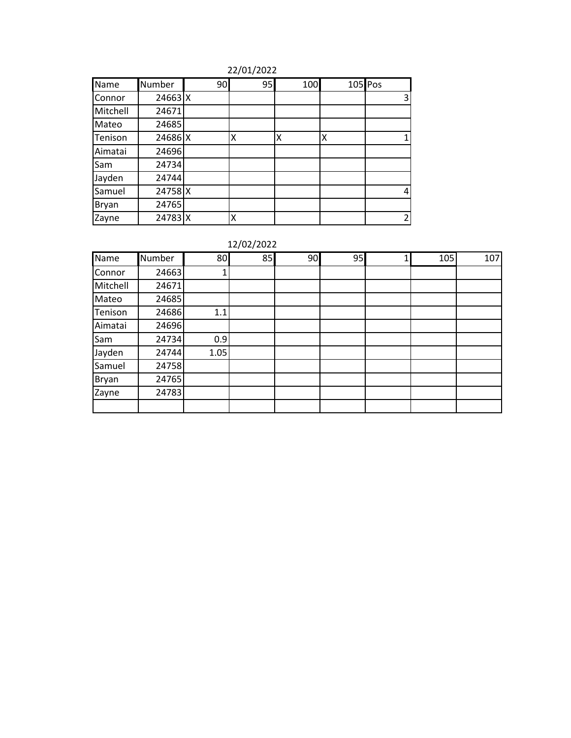22/01/2022

| Name | Number | 90 | 95 | 100 | 105 | Pos |
|---|---|---|---|---|---|---|
| Connor | 24663 | X | | | | 3 |
| Mitchell | 24671 | | | | | |
| Mateo | 24685 | | | | | |
| Tenison | 24686 | X | X | X | X | 1 |
| Aimatai | 24696 | | | | | |
| Sam | 24734 | | | | | |
| Jayden | 24744 | | | | | |
| Samuel | 24758 | X | | | | 4 |
| Bryan | 24765 | | | | | |
| Zayne | 24783 | X | X | | | 2 |

12/02/2022

| Name | Number | 80 | 85 | 90 | 95 | 1 | 105 | 107 |
|---|---|---|---|---|---|---|---|---|
| Connor | 24663 | 1 | | | | | | |
| Mitchell | 24671 | | | | | | | |
| Mateo | 24685 | | | | | | | |
| Tenison | 24686 | 1.1 | | | | | | |
| Aimatai | 24696 | | | | | | | |
| Sam | 24734 | 0.9 | | | | | | |
| Jayden | 24744 | 1.05 | | | | | | |
| Samuel | 24758 | | | | | | | |
| Bryan | 24765 | | | | | | | |
| Zayne | 24783 | | | | | | | |
| | | | | | | | | |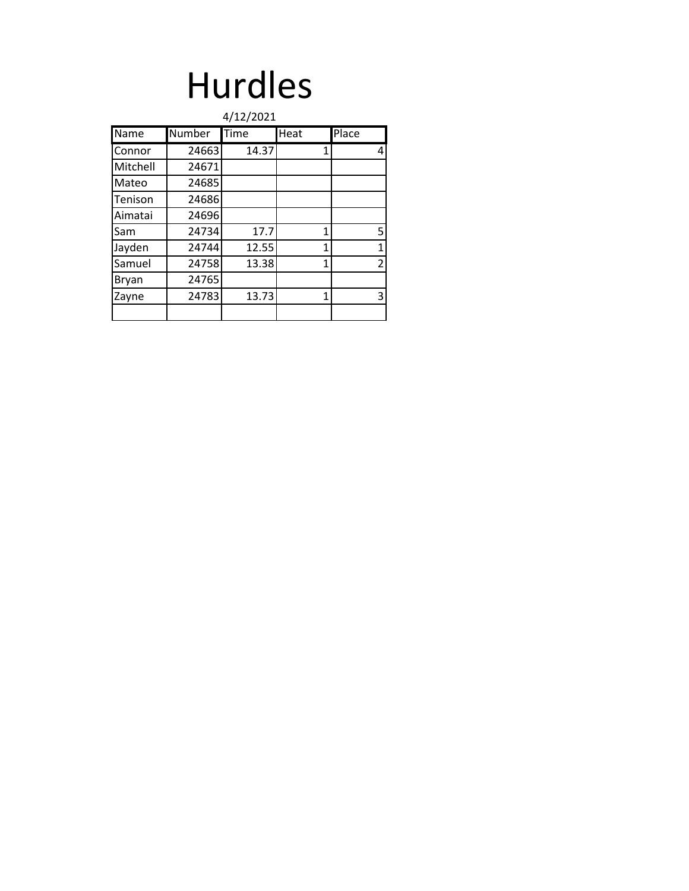# Hurdles

4/12/2021

| Name | Number | Time | Heat | Place |
|---|---|---|---|---|
| Connor | 24663 | 14.37 | 1 | 4 |
| Mitchell | 24671 | | | |
| Mateo | 24685 | | | |
| Tenison | 24686 | | | |
| Aimatai | 24696 | | | |
| Sam | 24734 | 17.7 | 1 | 5 |
| Jayden | 24744 | 12.55 | 1 | 1 |
| Samuel | 24758 | 13.38 | 1 | 2 |
| Bryan | 24765 | | | |
| Zayne | 24783 | 13.73 | 1 | 3 |
| | | | | |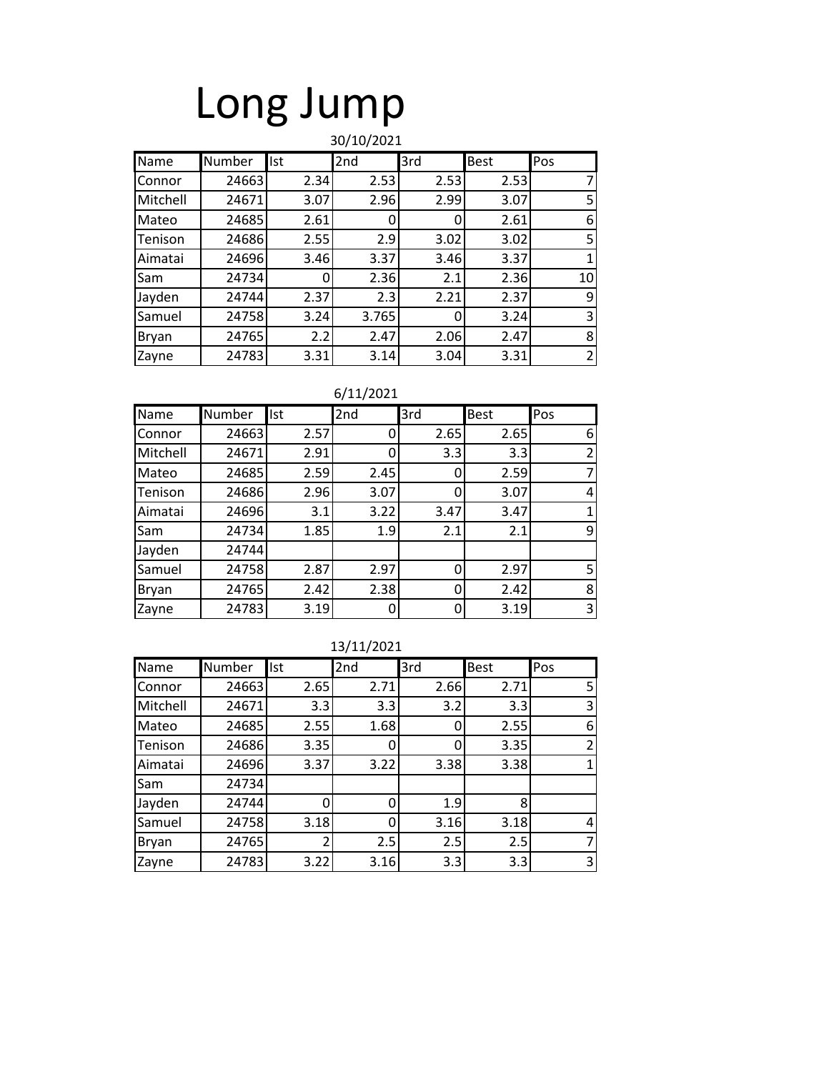# Long Jump

30/10/2021

| Name | Number | Ist | 2nd | 3rd | Best | Pos |
|---|---|---|---|---|---|---|
| Connor | 24663 | 2.34 | 2.53 | 2.53 | 2.53 | 7 |
| Mitchell | 24671 | 3.07 | 2.96 | 2.99 | 3.07 | 5 |
| Mateo | 24685 | 2.61 | 0 | 0 | 2.61 | 6 |
| Tenison | 24686 | 2.55 | 2.9 | 3.02 | 3.02 | 5 |
| Aimatai | 24696 | 3.46 | 3.37 | 3.46 | 3.37 | 1 |
| Sam | 24734 | 0 | 2.36 | 2.1 | 2.36 | 10 |
| Jayden | 24744 | 2.37 | 2.3 | 2.21 | 2.37 | 9 |
| Samuel | 24758 | 3.24 | 3.765 | 0 | 3.24 | 3 |
| Bryan | 24765 | 2.2 | 2.47 | 2.06 | 2.47 | 8 |
| Zayne | 24783 | 3.31 | 3.14 | 3.04 | 3.31 | 2 |

6/11/2021

| Name | Number | Ist | 2nd | 3rd | Best | Pos |
|---|---|---|---|---|---|---|
| Connor | 24663 | 2.57 | 0 | 2.65 | 2.65 | 6 |
| Mitchell | 24671 | 2.91 | 0 | 3.3 | 3.3 | 2 |
| Mateo | 24685 | 2.59 | 2.45 | 0 | 2.59 | 7 |
| Tenison | 24686 | 2.96 | 3.07 | 0 | 3.07 | 4 |
| Aimatai | 24696 | 3.1 | 3.22 | 3.47 | 3.47 | 1 |
| Sam | 24734 | 1.85 | 1.9 | 2.1 | 2.1 | 9 |
| Jayden | 24744 | | | | | |
| Samuel | 24758 | 2.87 | 2.97 | 0 | 2.97 | 5 |
| Bryan | 24765 | 2.42 | 2.38 | 0 | 2.42 | 8 |
| Zayne | 24783 | 3.19 | 0 | 0 | 3.19 | 3 |

13/11/2021

| Name | Number | Ist | 2nd | 3rd | Best | Pos |
|---|---|---|---|---|---|---|
| Connor | 24663 | 2.65 | 2.71 | 2.66 | 2.71 | 5 |
| Mitchell | 24671 | 3.3 | 3.3 | 3.2 | 3.3 | 3 |
| Mateo | 24685 | 2.55 | 1.68 | 0 | 2.55 | 6 |
| Tenison | 24686 | 3.35 | 0 | 0 | 3.35 | 2 |
| Aimatai | 24696 | 3.37 | 3.22 | 3.38 | 3.38 | 1 |
| Sam | 24734 | | | | | |
| Jayden | 24744 | 0 | 0 | 1.9 | 8 | |
| Samuel | 24758 | 3.18 | 0 | 3.16 | 3.18 | 4 |
| Bryan | 24765 | 2 | 2.5 | 2.5 | 2.5 | 7 |
| Zayne | 24783 | 3.22 | 3.16 | 3.3 | 3.3 | 3 |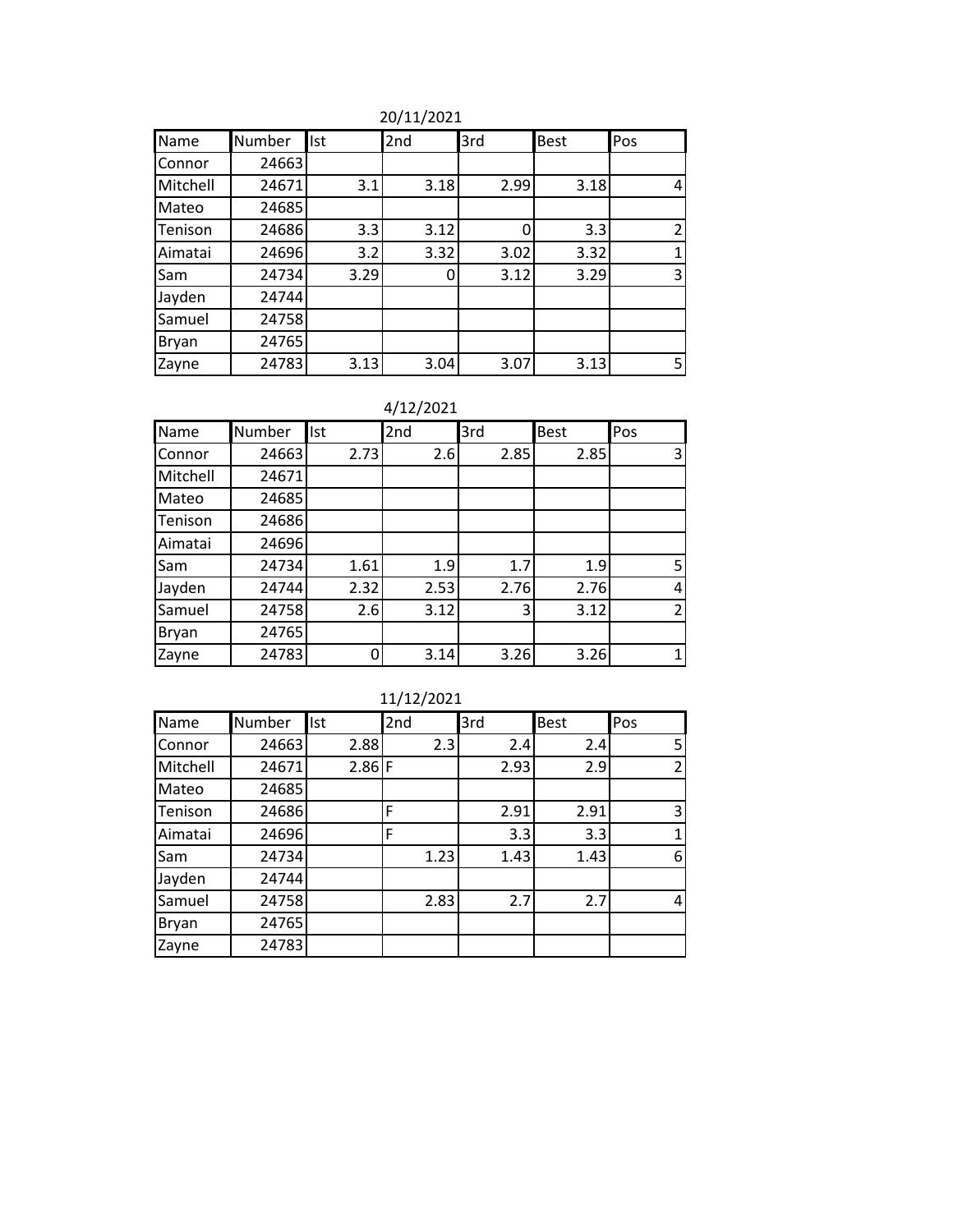20/11/2021

| Name | Number | Ist | 2nd | 3rd | Best | Pos |
|---|---|---|---|---|---|---|
| Connor | 24663 | | | | | |
| Mitchell | 24671 | 3.1 | 3.18 | 2.99 | 3.18 | 4 |
| Mateo | 24685 | | | | | |
| Tenison | 24686 | 3.3 | 3.12 | 0 | 3.3 | 2 |
| Aimatai | 24696 | 3.2 | 3.32 | 3.02 | 3.32 | 1 |
| Sam | 24734 | 3.29 | 0 | 3.12 | 3.29 | 3 |
| Jayden | 24744 | | | | | |
| Samuel | 24758 | | | | | |
| Bryan | 24765 | | | | | |
| Zayne | 24783 | 3.13 | 3.04 | 3.07 | 3.13 | 5 |

4/12/2021

| Name | Number | Ist | 2nd | 3rd | Best | Pos |
|---|---|---|---|---|---|---|
| Connor | 24663 | 2.73 | 2.6 | 2.85 | 2.85 | 3 |
| Mitchell | 24671 | | | | | |
| Mateo | 24685 | | | | | |
| Tenison | 24686 | | | | | |
| Aimatai | 24696 | | | | | |
| Sam | 24734 | 1.61 | 1.9 | 1.7 | 1.9 | 5 |
| Jayden | 24744 | 2.32 | 2.53 | 2.76 | 2.76 | 4 |
| Samuel | 24758 | 2.6 | 3.12 | 3 | 3.12 | 2 |
| Bryan | 24765 | | | | | |
| Zayne | 24783 | 0 | 3.14 | 3.26 | 3.26 | 1 |

11/12/2021

| Name | Number | Ist | 2nd | 3rd | Best | Pos |
|---|---|---|---|---|---|---|
| Connor | 24663 | 2.88 | 2.3 | 2.4 | 2.4 | 5 |
| Mitchell | 24671 | 2.86 | F | 2.93 | 2.9 | 2 |
| Mateo | 24685 | | | | | |
| Tenison | 24686 | | F | 2.91 | 2.91 | 3 |
| Aimatai | 24696 | | F | 3.3 | 3.3 | 1 |
| Sam | 24734 | | 1.23 | 1.43 | 1.43 | 6 |
| Jayden | 24744 | | | | | |
| Samuel | 24758 | | 2.83 | 2.7 | 2.7 | 4 |
| Bryan | 24765 | | | | | |
| Zayne | 24783 | | | | | |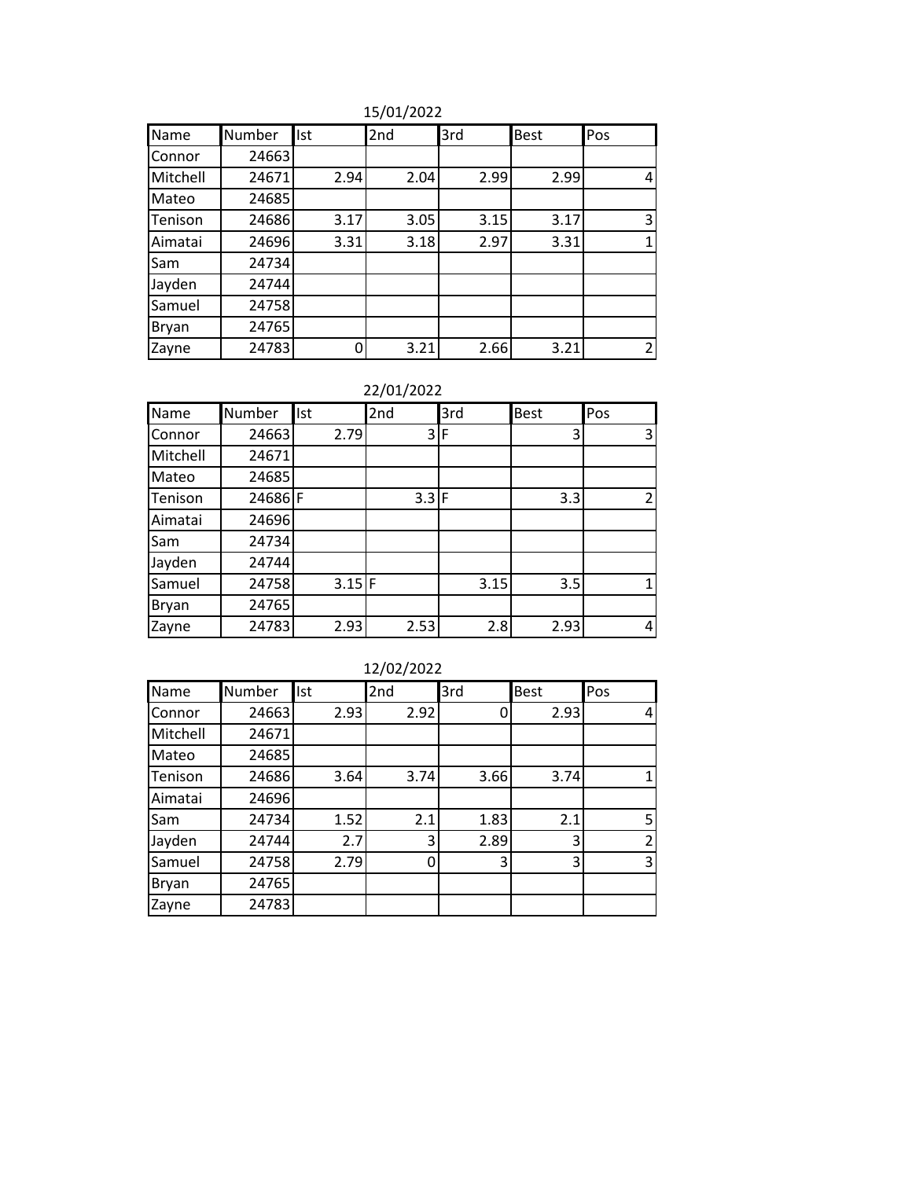15/01/2022

| Name | Number | Ist | 2nd | 3rd | Best | Pos |
|---|---|---|---|---|---|---|
| Connor | 24663 | | | | | |
| Mitchell | 24671 | 2.94 | 2.04 | 2.99 | 2.99 | 4 |
| Mateo | 24685 | | | | | |
| Tenison | 24686 | 3.17 | 3.05 | 3.15 | 3.17 | 3 |
| Aimatai | 24696 | 3.31 | 3.18 | 2.97 | 3.31 | 1 |
| Sam | 24734 | | | | | |
| Jayden | 24744 | | | | | |
| Samuel | 24758 | | | | | |
| Bryan | 24765 | | | | | |
| Zayne | 24783 | 0 | 3.21 | 2.66 | 3.21 | 2 |

22/01/2022

| Name | Number | Ist | 2nd | 3rd | Best | Pos |
|---|---|---|---|---|---|---|
| Connor | 24663 | 2.79 | 3 | F | 3 | 3 |
| Mitchell | 24671 | | | | | |
| Mateo | 24685 | | | | | |
| Tenison | 24686 | F | 3.3 | F | 3.3 | 2 |
| Aimatai | 24696 | | | | | |
| Sam | 24734 | | | | | |
| Jayden | 24744 | | | | | |
| Samuel | 24758 | 3.15 | F | 3.15 | 3.5 | 1 |
| Bryan | 24765 | | | | | |
| Zayne | 24783 | 2.93 | 2.53 | 2.8 | 2.93 | 4 |

12/02/2022

| Name | Number | Ist | 2nd | 3rd | Best | Pos |
|---|---|---|---|---|---|---|
| Connor | 24663 | 2.93 | 2.92 | 0 | 2.93 | 4 |
| Mitchell | 24671 | | | | | |
| Mateo | 24685 | | | | | |
| Tenison | 24686 | 3.64 | 3.74 | 3.66 | 3.74 | 1 |
| Aimatai | 24696 | | | | | |
| Sam | 24734 | 1.52 | 2.1 | 1.83 | 2.1 | 5 |
| Jayden | 24744 | 2.7 | 3 | 2.89 | 3 | 2 |
| Samuel | 24758 | 2.79 | 0 | 3 | 3 | 3 |
| Bryan | 24765 | | | | | |
| Zayne | 24783 | | | | | |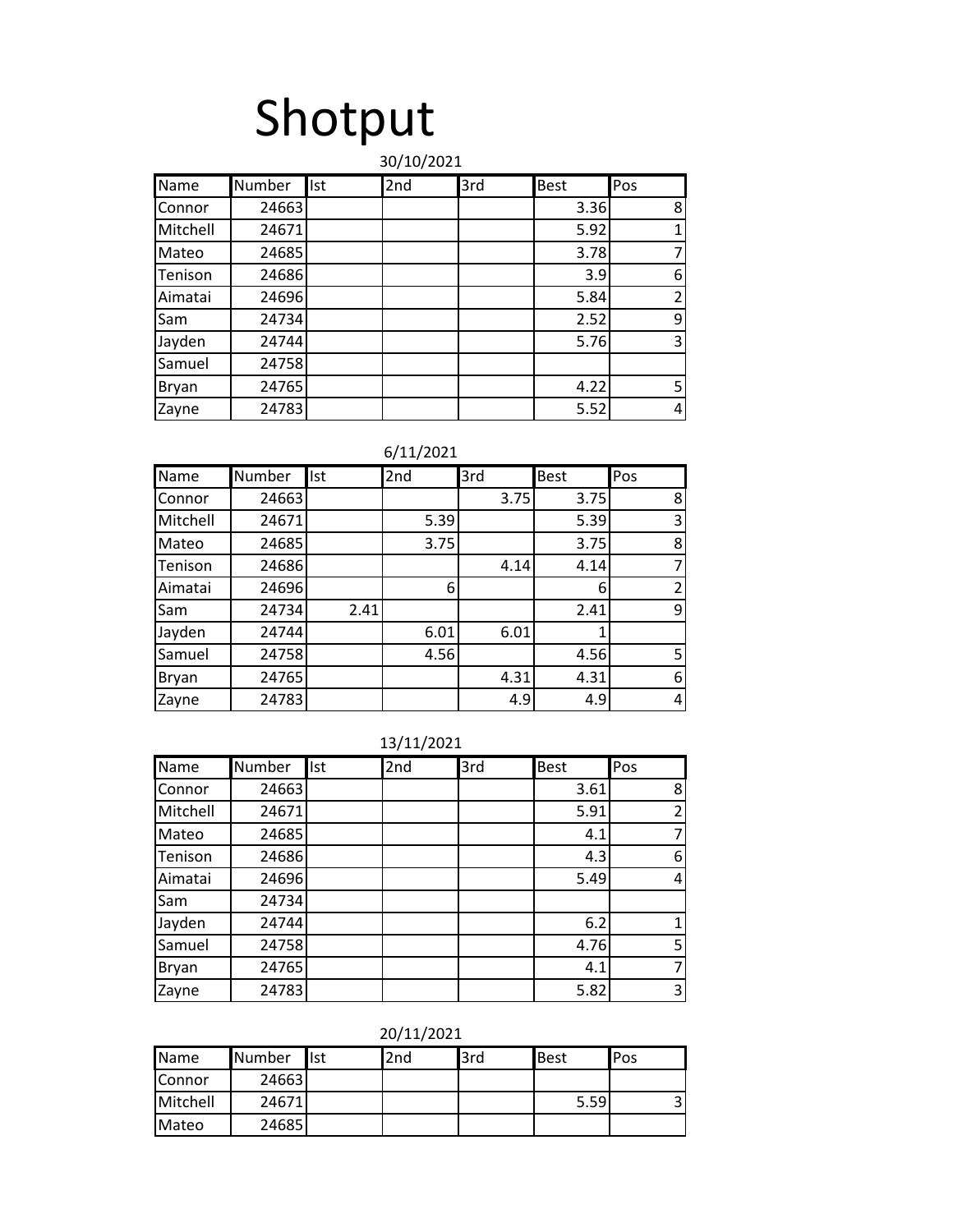# Shotput

30/10/2021

| Name | Number | Ist | 2nd | 3rd | Best | Pos |
|---|---|---|---|---|---|---|
| Connor | 24663 | | | | 3.36 | 8 |
| Mitchell | 24671 | | | | 5.92 | 1 |
| Mateo | 24685 | | | | 3.78 | 7 |
| Tenison | 24686 | | | | 3.9 | 6 |
| Aimatai | 24696 | | | | 5.84 | 2 |
| Sam | 24734 | | | | 2.52 | 9 |
| Jayden | 24744 | | | | 5.76 | 3 |
| Samuel | 24758 | | | | | |
| Bryan | 24765 | | | | 4.22 | 5 |
| Zayne | 24783 | | | | 5.52 | 4 |

6/11/2021

| Name | Number | Ist | 2nd | 3rd | Best | Pos |
|---|---|---|---|---|---|---|
| Connor | 24663 | | | 3.75 | 3.75 | 8 |
| Mitchell | 24671 | | 5.39 | | 5.39 | 3 |
| Mateo | 24685 | | 3.75 | | 3.75 | 8 |
| Tenison | 24686 | | | 4.14 | 4.14 | 7 |
| Aimatai | 24696 | | 6 | | 6 | 2 |
| Sam | 24734 | 2.41 | | | 2.41 | 9 |
| Jayden | 24744 | | 6.01 | 6.01 | 1 | |
| Samuel | 24758 | | 4.56 | | 4.56 | 5 |
| Bryan | 24765 | | | 4.31 | 4.31 | 6 |
| Zayne | 24783 | | | 4.9 | 4.9 | 4 |

13/11/2021

| Name | Number | Ist | 2nd | 3rd | Best | Pos |
|---|---|---|---|---|---|---|
| Connor | 24663 | | | | 3.61 | 8 |
| Mitchell | 24671 | | | | 5.91 | 2 |
| Mateo | 24685 | | | | 4.1 | 7 |
| Tenison | 24686 | | | | 4.3 | 6 |
| Aimatai | 24696 | | | | 5.49 | 4 |
| Sam | 24734 | | | | | |
| Jayden | 24744 | | | | 6.2 | 1 |
| Samuel | 24758 | | | | 4.76 | 5 |
| Bryan | 24765 | | | | 4.1 | 7 |
| Zayne | 24783 | | | | 5.82 | 3 |

20/11/2021

| Name | Number | Ist | 2nd | 3rd | Best | Pos |
|---|---|---|---|---|---|---|
| Connor | 24663 | | | | | |
| Mitchell | 24671 | | | | 5.59 | 3 |
| Mateo | 24685 | | | | | |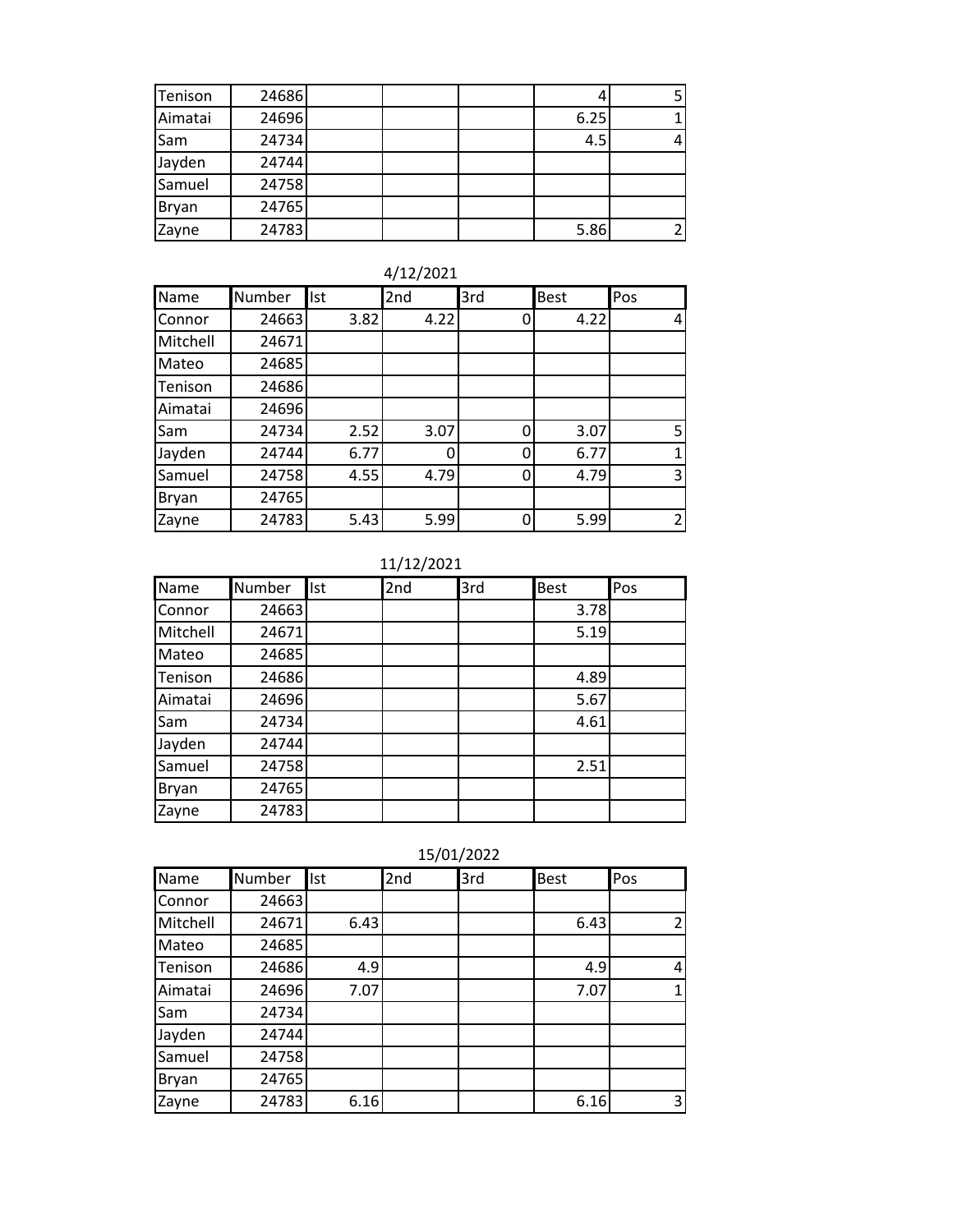| | | | | | | |
|---|---|---|---|---|---|---|
| Tenison | 24686 | | | | 4 | 5 |
| Aimatai | 24696 | | | | 6.25 | 1 |
| Sam | 24734 | | | | 4.5 | 4 |
| Jayden | 24744 | | | | | |
| Samuel | 24758 | | | | | |
| Bryan | 24765 | | | | | |
| Zayne | 24783 | | | | 5.86 | 2 |

4/12/2021

| Name | Number | Ist | 2nd | 3rd | Best | Pos |
|---|---|---|---|---|---|---|
| Connor | 24663 | 3.82 | 4.22 | 0 | 4.22 | 4 |
| Mitchell | 24671 | | | | | |
| Mateo | 24685 | | | | | |
| Tenison | 24686 | | | | | |
| Aimatai | 24696 | | | | | |
| Sam | 24734 | 2.52 | 3.07 | 0 | 3.07 | 5 |
| Jayden | 24744 | 6.77 | 0 | 0 | 6.77 | 1 |
| Samuel | 24758 | 4.55 | 4.79 | 0 | 4.79 | 3 |
| Bryan | 24765 | | | | | |
| Zayne | 24783 | 5.43 | 5.99 | 0 | 5.99 | 2 |

11/12/2021

| Name | Number | Ist | 2nd | 3rd | Best | Pos |
|---|---|---|---|---|---|---|
| Connor | 24663 | | | | 3.78 | |
| Mitchell | 24671 | | | | 5.19 | |
| Mateo | 24685 | | | | | |
| Tenison | 24686 | | | | 4.89 | |
| Aimatai | 24696 | | | | 5.67 | |
| Sam | 24734 | | | | 4.61 | |
| Jayden | 24744 | | | | | |
| Samuel | 24758 | | | | 2.51 | |
| Bryan | 24765 | | | | | |
| Zayne | 24783 | | | | | |

15/01/2022

| Name | Number | Ist | 2nd | 3rd | Best | Pos |
|---|---|---|---|---|---|---|
| Connor | 24663 | | | | | |
| Mitchell | 24671 | 6.43 | | | 6.43 | 2 |
| Mateo | 24685 | | | | | |
| Tenison | 24686 | 4.9 | | | 4.9 | 4 |
| Aimatai | 24696 | 7.07 | | | 7.07 | 1 |
| Sam | 24734 | | | | | |
| Jayden | 24744 | | | | | |
| Samuel | 24758 | | | | | |
| Bryan | 24765 | | | | | |
| Zayne | 24783 | 6.16 | | | 6.16 | 3 |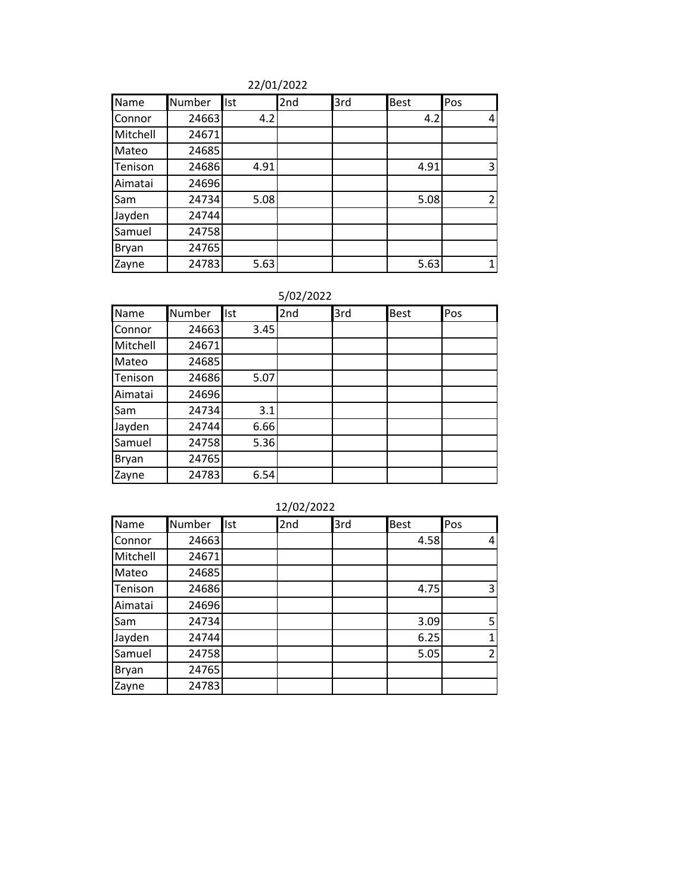22/01/2022

| Name | Number | Ist | 2nd | 3rd | Best | Pos |
|---|---|---|---|---|---|---|
| Connor | 24663 | 4.2 | | | 4.2 | 4 |
| Mitchell | 24671 | | | | | |
| Mateo | 24685 | | | | | |
| Tenison | 24686 | 4.91 | | | 4.91 | 3 |
| Aimatai | 24696 | | | | | |
| Sam | 24734 | 5.08 | | | 5.08 | 2 |
| Jayden | 24744 | | | | | |
| Samuel | 24758 | | | | | |
| Bryan | 24765 | | | | | |
| Zayne | 24783 | 5.63 | | | 5.63 | 1 |

5/02/2022

| Name | Number | Ist | 2nd | 3rd | Best | Pos |
|---|---|---|---|---|---|---|
| Connor | 24663 | 3.45 | | | | |
| Mitchell | 24671 | | | | | |
| Mateo | 24685 | | | | | |
| Tenison | 24686 | 5.07 | | | | |
| Aimatai | 24696 | | | | | |
| Sam | 24734 | 3.1 | | | | |
| Jayden | 24744 | 6.66 | | | | |
| Samuel | 24758 | 5.36 | | | | |
| Bryan | 24765 | | | | | |
| Zayne | 24783 | 6.54 | | | | |

12/02/2022

| Name | Number | Ist | 2nd | 3rd | Best | Pos |
|---|---|---|---|---|---|---|
| Connor | 24663 | | | | 4.58 | 4 |
| Mitchell | 24671 | | | | | |
| Mateo | 24685 | | | | | |
| Tenison | 24686 | | | | 4.75 | 3 |
| Aimatai | 24696 | | | | | |
| Sam | 24734 | | | | 3.09 | 5 |
| Jayden | 24744 | | | | 6.25 | 1 |
| Samuel | 24758 | | | | 5.05 | 2 |
| Bryan | 24765 | | | | | |
| Zayne | 24783 | | | | | |